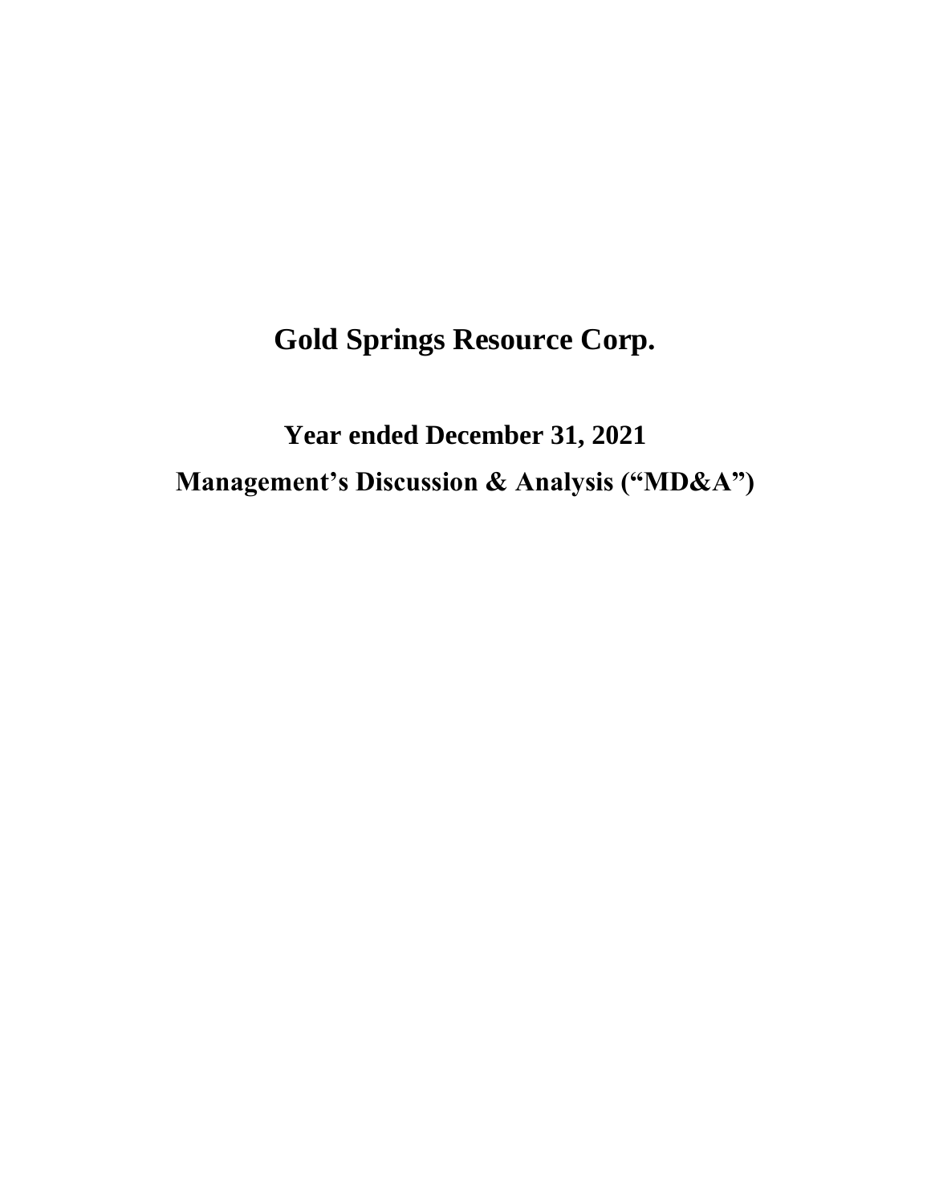# Gold Springs Resource Corp.

## Year ended December 31, 2021

## Management's Discussion & Analysis ("MD&A")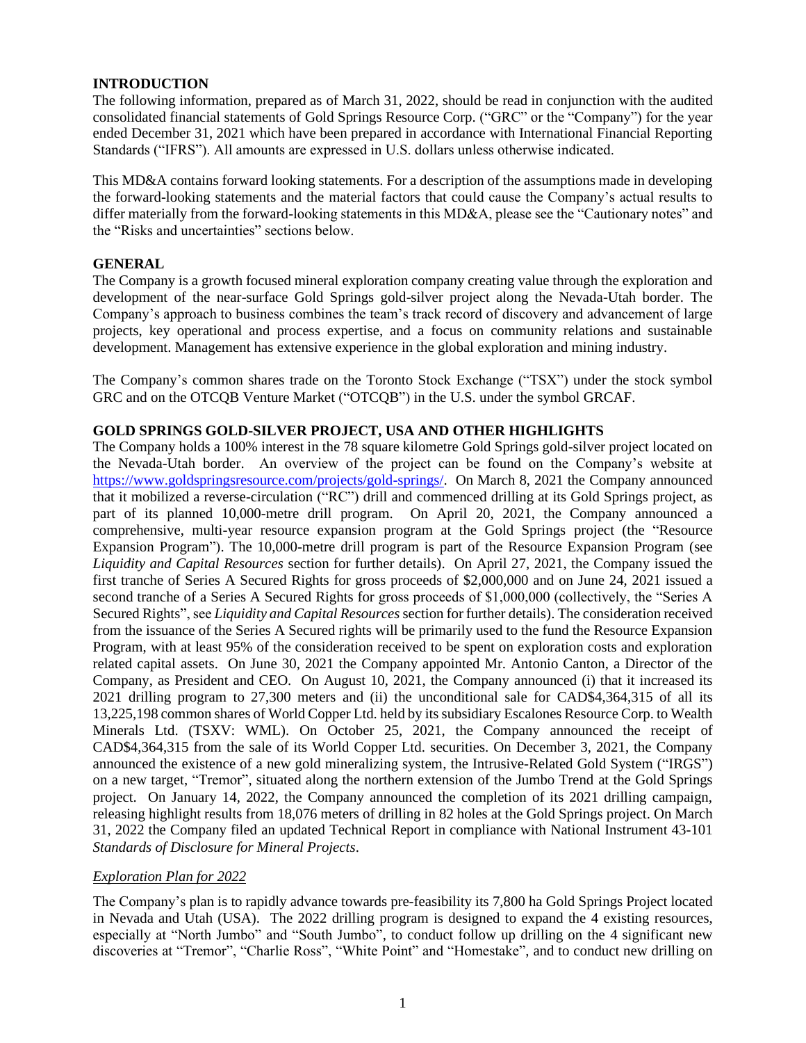## INTRODUCTION

The following information, prepared as of March 31, 2022, should be read in conjunction with the audited consolidated financial statements of Gold Springs Resource Corp. ("GRC" or the "Company") for the year ended December 31, 2021 which have been prepared in accordance with International Financial Reporting Standards ("IFRS"). All amounts are expressed in U.S. dollars unless otherwise indicated.

This MD&A contains forward looking statements. For a description of the assumptions made in developing the forward-looking statements and the material factors that could cause the Company's actual results to differ materially from the forward-looking statements in this MD&A, please see the "Cautionary notes" and the "Risks and uncertainties" sections below.

## GENERAL

The Company is a growth focused mineral exploration company creating value through the exploration and development of the near-surface Gold Springs gold-silver project along the Nevada-Utah border. The Company's approach to business combines the team's track record of discovery and advancement of large projects, key operational and process expertise, and a focus on community relations and sustainable development. Management has extensive experience in the global exploration and mining industry.

The Company's common shares trade on the Toronto Stock Exchange ("TSX") under the stock symbol GRC and on the OTCQB Venture Market ("OTCQB") in the U.S. under the symbol GRCAF.

## GOLD SPRINGS GOLD-SILVER PROJECT, USA AND OTHER HIGHLIGHTS

The Company holds a 100% interest in the 78 square kilometre Gold Springs gold-silver project located on the Nevada-Utah border. An overview of the project can be found on the Company's website at https://www.goldspringsresource.com/projects/gold-springs/. On March 8, 2021 the Company announced that it mobilized a reverse-circulation ("RC") drill and commenced drilling at its Gold Springs project, as part of its planned 10,000-metre drill program. On April 20, 2021, the Company announced a comprehensive, multi-year resource expansion program at the Gold Springs project (the "Resource Expansion Program"). The 10,000-metre drill program is part of the Resource Expansion Program (see *Liquidity and Capital Resources* section for further details). On April 27, 2021, the Company issued the first tranche of Series A Secured Rights for gross proceeds of $2,000,000 and on June 24, 2021 issued a second tranche of a Series A Secured Rights for gross proceeds of $1,000,000 (collectively, the "Series A Secured Rights", see *Liquidity and Capital Resources* section for further details). The consideration received from the issuance of the Series A Secured rights will be primarily used to the fund the Resource Expansion Program, with at least 95% of the consideration received to be spent on exploration costs and exploration related capital assets. On June 30, 2021 the Company appointed Mr. Antonio Canton, a Director of the Company, as President and CEO. On August 10, 2021, the Company announced (i) that it increased its 2021 drilling program to 27,300 meters and (ii) the unconditional sale for CAD$4,364,315 of all its 13,225,198 common shares of World Copper Ltd. held by its subsidiary Escalones Resource Corp. to Wealth Minerals Ltd. (TSXV: WML). On October 25, 2021, the Company announced the receipt of CAD$4,364,315 from the sale of its World Copper Ltd. securities. On December 3, 2021, the Company announced the existence of a new gold mineralizing system, the Intrusive-Related Gold System ("IRGS") on a new target, "Tremor", situated along the northern extension of the Jumbo Trend at the Gold Springs project. On January 14, 2022, the Company announced the completion of its 2021 drilling campaign, releasing highlight results from 18,076 meters of drilling in 82 holes at the Gold Springs project. On March 31, 2022 the Company filed an updated Technical Report in compliance with National Instrument 43-101 *Standards of Disclosure for Mineral Projects*.

### *Exploration Plan for 2022*

The Company's plan is to rapidly advance towards pre-feasibility its 7,800 ha Gold Springs Project located in Nevada and Utah (USA). The 2022 drilling program is designed to expand the 4 existing resources, especially at "North Jumbo" and "South Jumbo", to conduct follow up drilling on the 4 significant new discoveries at "Tremor", "Charlie Ross", "White Point" and "Homestake", and to conduct new drilling on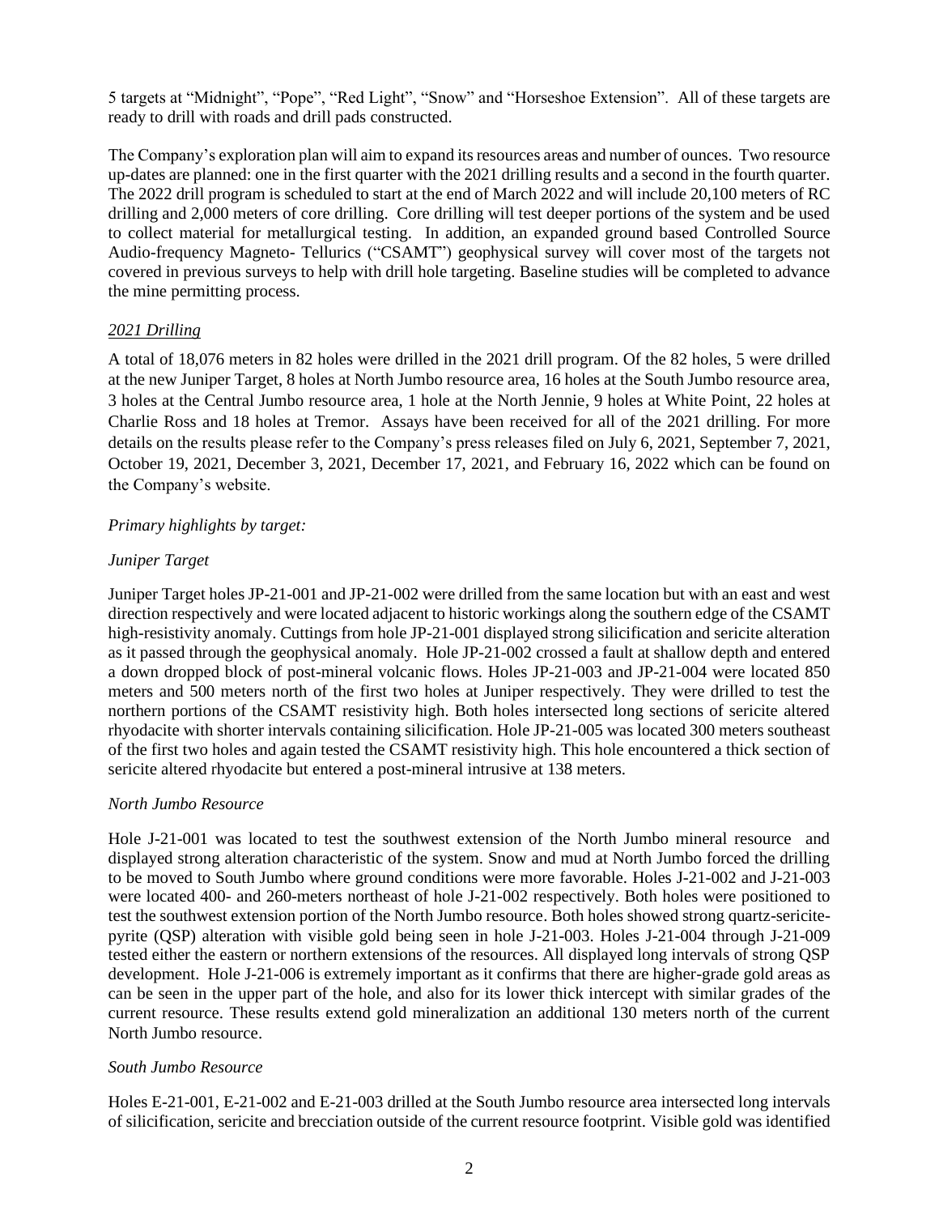5 targets at "Midnight", "Pope", "Red Light", "Snow" and "Horseshoe Extension". All of these targets are ready to drill with roads and drill pads constructed.

The Company's exploration plan will aim to expand its resources areas and number of ounces. Two resource up-dates are planned: one in the first quarter with the 2021 drilling results and a second in the fourth quarter. The 2022 drill program is scheduled to start at the end of March 2022 and will include 20,100 meters of RC drilling and 2,000 meters of core drilling. Core drilling will test deeper portions of the system and be used to collect material for metallurgical testing. In addition, an expanded ground based Controlled Source Audio-frequency Magneto- Tellurics ("CSAMT") geophysical survey will cover most of the targets not covered in previous surveys to help with drill hole targeting. Baseline studies will be completed to advance the mine permitting process.

*2021 Drilling*

A total of 18,076 meters in 82 holes were drilled in the 2021 drill program. Of the 82 holes, 5 were drilled at the new Juniper Target, 8 holes at North Jumbo resource area, 16 holes at the South Jumbo resource area, 3 holes at the Central Jumbo resource area, 1 hole at the North Jennie, 9 holes at White Point, 22 holes at Charlie Ross and 18 holes at Tremor. Assays have been received for all of the 2021 drilling. For more details on the results please refer to the Company's press releases filed on July 6, 2021, September 7, 2021, October 19, 2021, December 3, 2021, December 17, 2021, and February 16, 2022 which can be found on the Company's website.

*Primary highlights by target:*

*Juniper Target*

Juniper Target holes JP-21-001 and JP-21-002 were drilled from the same location but with an east and west direction respectively and were located adjacent to historic workings along the southern edge of the CSAMT high-resistivity anomaly. Cuttings from hole JP-21-001 displayed strong silicification and sericite alteration as it passed through the geophysical anomaly. Hole JP-21-002 crossed a fault at shallow depth and entered a down dropped block of post-mineral volcanic flows. Holes JP-21-003 and JP-21-004 were located 850 meters and 500 meters north of the first two holes at Juniper respectively. They were drilled to test the northern portions of the CSAMT resistivity high. Both holes intersected long sections of sericite altered rhyodacite with shorter intervals containing silicification. Hole JP-21-005 was located 300 meters southeast of the first two holes and again tested the CSAMT resistivity high. This hole encountered a thick section of sericite altered rhyodacite but entered a post-mineral intrusive at 138 meters.

*North Jumbo Resource*

Hole J-21-001 was located to test the southwest extension of the North Jumbo mineral resource and displayed strong alteration characteristic of the system. Snow and mud at North Jumbo forced the drilling to be moved to South Jumbo where ground conditions were more favorable. Holes J-21-002 and J-21-003 were located 400- and 260-meters northeast of hole J-21-002 respectively. Both holes were positioned to test the southwest extension portion of the North Jumbo resource. Both holes showed strong quartz-sericite-pyrite (QSP) alteration with visible gold being seen in hole J-21-003. Holes J-21-004 through J-21-009 tested either the eastern or northern extensions of the resources. All displayed long intervals of strong QSP development. Hole J-21-006 is extremely important as it confirms that there are higher-grade gold areas as can be seen in the upper part of the hole, and also for its lower thick intercept with similar grades of the current resource. These results extend gold mineralization an additional 130 meters north of the current North Jumbo resource.

*South Jumbo Resource*

Holes E-21-001, E-21-002 and E-21-003 drilled at the South Jumbo resource area intersected long intervals of silicification, sericite and brecciation outside of the current resource footprint. Visible gold was identified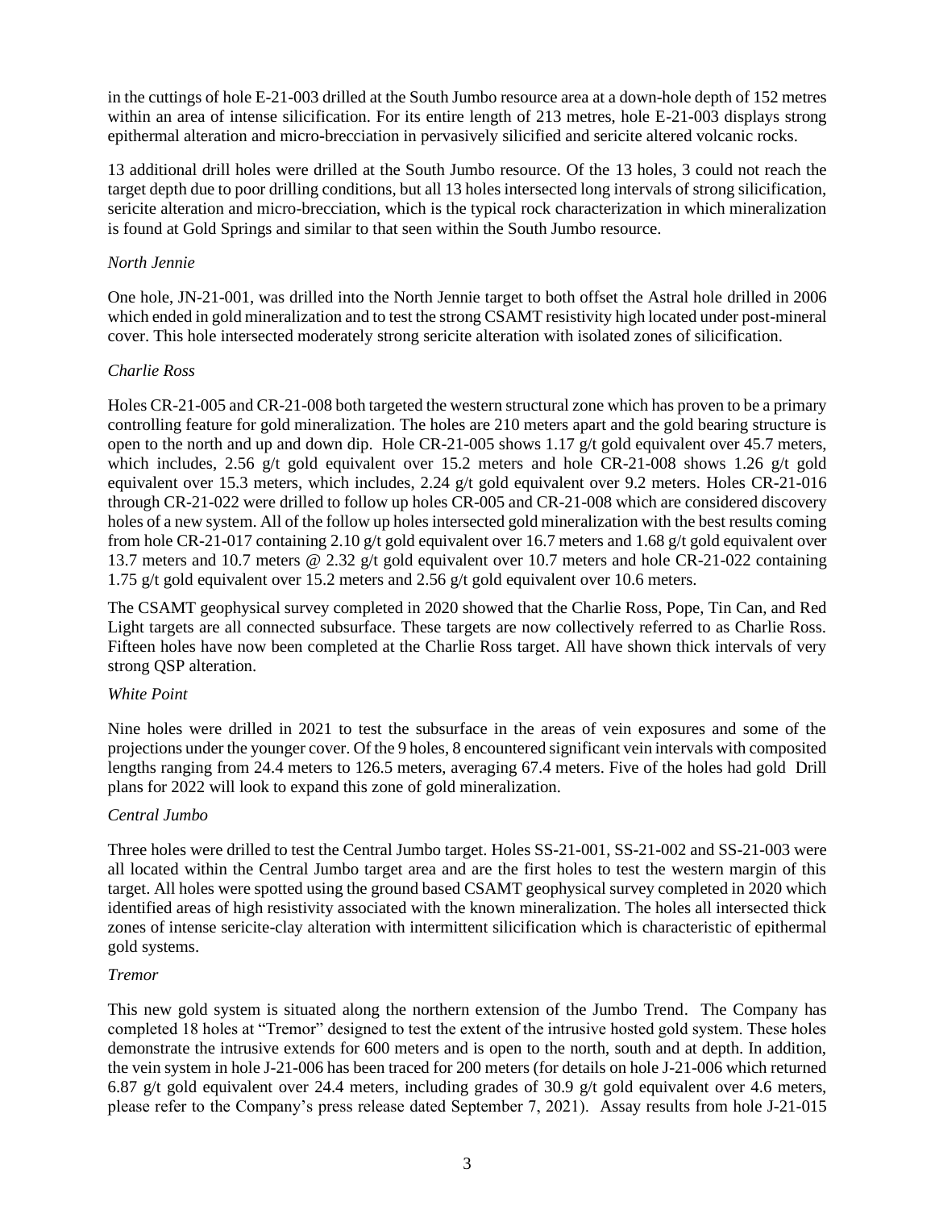in the cuttings of hole E-21-003 drilled at the South Jumbo resource area at a down-hole depth of 152 metres within an area of intense silicification. For its entire length of 213 metres, hole E-21-003 displays strong epithermal alteration and micro-brecciation in pervasively silicified and sericite altered volcanic rocks.

13 additional drill holes were drilled at the South Jumbo resource. Of the 13 holes, 3 could not reach the target depth due to poor drilling conditions, but all 13 holes intersected long intervals of strong silicification, sericite alteration and micro-brecciation, which is the typical rock characterization in which mineralization is found at Gold Springs and similar to that seen within the South Jumbo resource.

*North Jennie*

One hole, JN-21-001, was drilled into the North Jennie target to both offset the Astral hole drilled in 2006 which ended in gold mineralization and to test the strong CSAMT resistivity high located under post-mineral cover. This hole intersected moderately strong sericite alteration with isolated zones of silicification.

*Charlie Ross*

Holes CR-21-005 and CR-21-008 both targeted the western structural zone which has proven to be a primary controlling feature for gold mineralization. The holes are 210 meters apart and the gold bearing structure is open to the north and up and down dip. Hole CR-21-005 shows 1.17 g/t gold equivalent over 45.7 meters, which includes, 2.56 g/t gold equivalent over 15.2 meters and hole CR-21-008 shows 1.26 g/t gold equivalent over 15.3 meters, which includes, 2.24 g/t gold equivalent over 9.2 meters. Holes CR-21-016 through CR-21-022 were drilled to follow up holes CR-005 and CR-21-008 which are considered discovery holes of a new system. All of the follow up holes intersected gold mineralization with the best results coming from hole CR-21-017 containing 2.10 g/t gold equivalent over 16.7 meters and 1.68 g/t gold equivalent over 13.7 meters and 10.7 meters @ 2.32 g/t gold equivalent over 10.7 meters and hole CR-21-022 containing 1.75 g/t gold equivalent over 15.2 meters and 2.56 g/t gold equivalent over 10.6 meters.

The CSAMT geophysical survey completed in 2020 showed that the Charlie Ross, Pope, Tin Can, and Red Light targets are all connected subsurface. These targets are now collectively referred to as Charlie Ross. Fifteen holes have now been completed at the Charlie Ross target. All have shown thick intervals of very strong QSP alteration.

*White Point*

Nine holes were drilled in 2021 to test the subsurface in the areas of vein exposures and some of the projections under the younger cover. Of the 9 holes, 8 encountered significant vein intervals with composited lengths ranging from 24.4 meters to 126.5 meters, averaging 67.4 meters. Five of the holes had gold Drill plans for 2022 will look to expand this zone of gold mineralization.

*Central Jumbo*

Three holes were drilled to test the Central Jumbo target. Holes SS-21-001, SS-21-002 and SS-21-003 were all located within the Central Jumbo target area and are the first holes to test the western margin of this target. All holes were spotted using the ground based CSAMT geophysical survey completed in 2020 which identified areas of high resistivity associated with the known mineralization. The holes all intersected thick zones of intense sericite-clay alteration with intermittent silicification which is characteristic of epithermal gold systems.

*Tremor*

This new gold system is situated along the northern extension of the Jumbo Trend. The Company has completed 18 holes at "Tremor" designed to test the extent of the intrusive hosted gold system. These holes demonstrate the intrusive extends for 600 meters and is open to the north, south and at depth. In addition, the vein system in hole J-21-006 has been traced for 200 meters (for details on hole J-21-006 which returned 6.87 g/t gold equivalent over 24.4 meters, including grades of 30.9 g/t gold equivalent over 4.6 meters, please refer to the Company's press release dated September 7, 2021). Assay results from hole J-21-015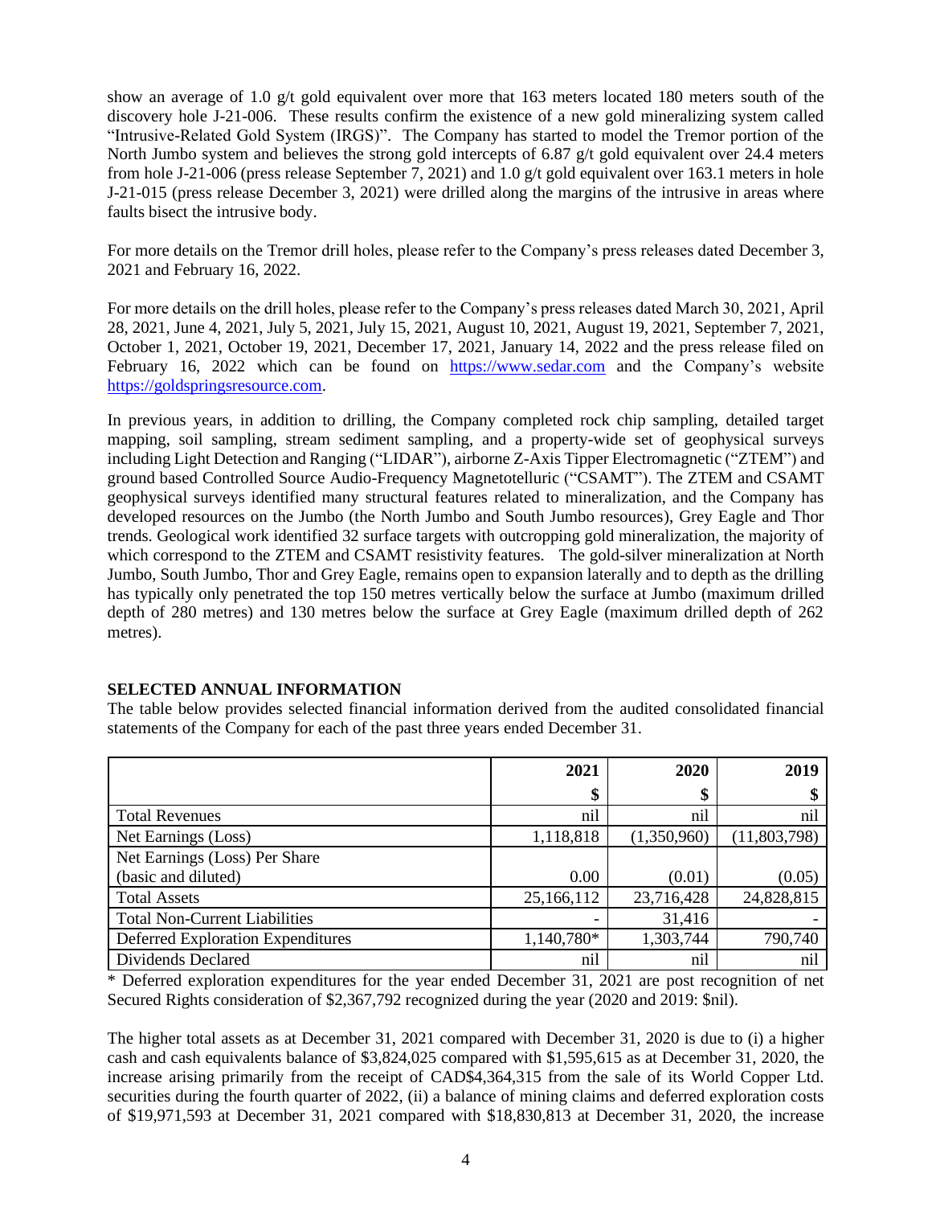show an average of 1.0 g/t gold equivalent over more that 163 meters located 180 meters south of the discovery hole J-21-006. These results confirm the existence of a new gold mineralizing system called "Intrusive-Related Gold System (IRGS)". The Company has started to model the Tremor portion of the North Jumbo system and believes the strong gold intercepts of 6.87 g/t gold equivalent over 24.4 meters from hole J-21-006 (press release September 7, 2021) and 1.0 g/t gold equivalent over 163.1 meters in hole J-21-015 (press release December 3, 2021) were drilled along the margins of the intrusive in areas where faults bisect the intrusive body.

For more details on the Tremor drill holes, please refer to the Company's press releases dated December 3, 2021 and February 16, 2022.

For more details on the drill holes, please refer to the Company's press releases dated March 30, 2021, April 28, 2021, June 4, 2021, July 5, 2021, July 15, 2021, August 10, 2021, August 19, 2021, September 7, 2021, October 1, 2021, October 19, 2021, December 17, 2021, January 14, 2022 and the press release filed on February 16, 2022 which can be found on https://www.sedar.com and the Company's website https://goldspringsresource.com.

In previous years, in addition to drilling, the Company completed rock chip sampling, detailed target mapping, soil sampling, stream sediment sampling, and a property-wide set of geophysical surveys including Light Detection and Ranging ("LIDAR"), airborne Z-Axis Tipper Electromagnetic ("ZTEM") and ground based Controlled Source Audio-Frequency Magnetotelluric ("CSAMT"). The ZTEM and CSAMT geophysical surveys identified many structural features related to mineralization, and the Company has developed resources on the Jumbo (the North Jumbo and South Jumbo resources), Grey Eagle and Thor trends. Geological work identified 32 surface targets with outcropping gold mineralization, the majority of which correspond to the ZTEM and CSAMT resistivity features. The gold-silver mineralization at North Jumbo, South Jumbo, Thor and Grey Eagle, remains open to expansion laterally and to depth as the drilling has typically only penetrated the top 150 metres vertically below the surface at Jumbo (maximum drilled depth of 280 metres) and 130 metres below the surface at Grey Eagle (maximum drilled depth of 262 metres).

## SELECTED ANNUAL INFORMATION

The table below provides selected financial information derived from the audited consolidated financial statements of the Company for each of the past three years ended December 31.

| | 2021 | 2020 | 2019 |
|---|---|---|---|
| | $ | $ | $ |
| Total Revenues | nil | nil | nil |
| Net Earnings (Loss) | 1,118,818 | (1,350,960) | (11,803,798) |
| Net Earnings (Loss) Per Share (basic and diluted) | 0.00 | (0.01) | (0.05) |
| Total Assets | 25,166,112 | 23,716,428 | 24,828,815 |
| Total Non-Current Liabilities | - | 31,416 | - |
| Deferred Exploration Expenditures | 1,140,780* | 1,303,744 | 790,740 |
| Dividends Declared | nil | nil | nil |

\* Deferred exploration expenditures for the year ended December 31, 2021 are post recognition of net Secured Rights consideration of $2,367,792 recognized during the year (2020 and 2019: $nil).

The higher total assets as at December 31, 2021 compared with December 31, 2020 is due to (i) a higher cash and cash equivalents balance of $3,824,025 compared with $1,595,615 as at December 31, 2020, the increase arising primarily from the receipt of CAD$4,364,315 from the sale of its World Copper Ltd. securities during the fourth quarter of 2022, (ii) a balance of mining claims and deferred exploration costs of $19,971,593 at December 31, 2021 compared with $18,830,813 at December 31, 2020, the increase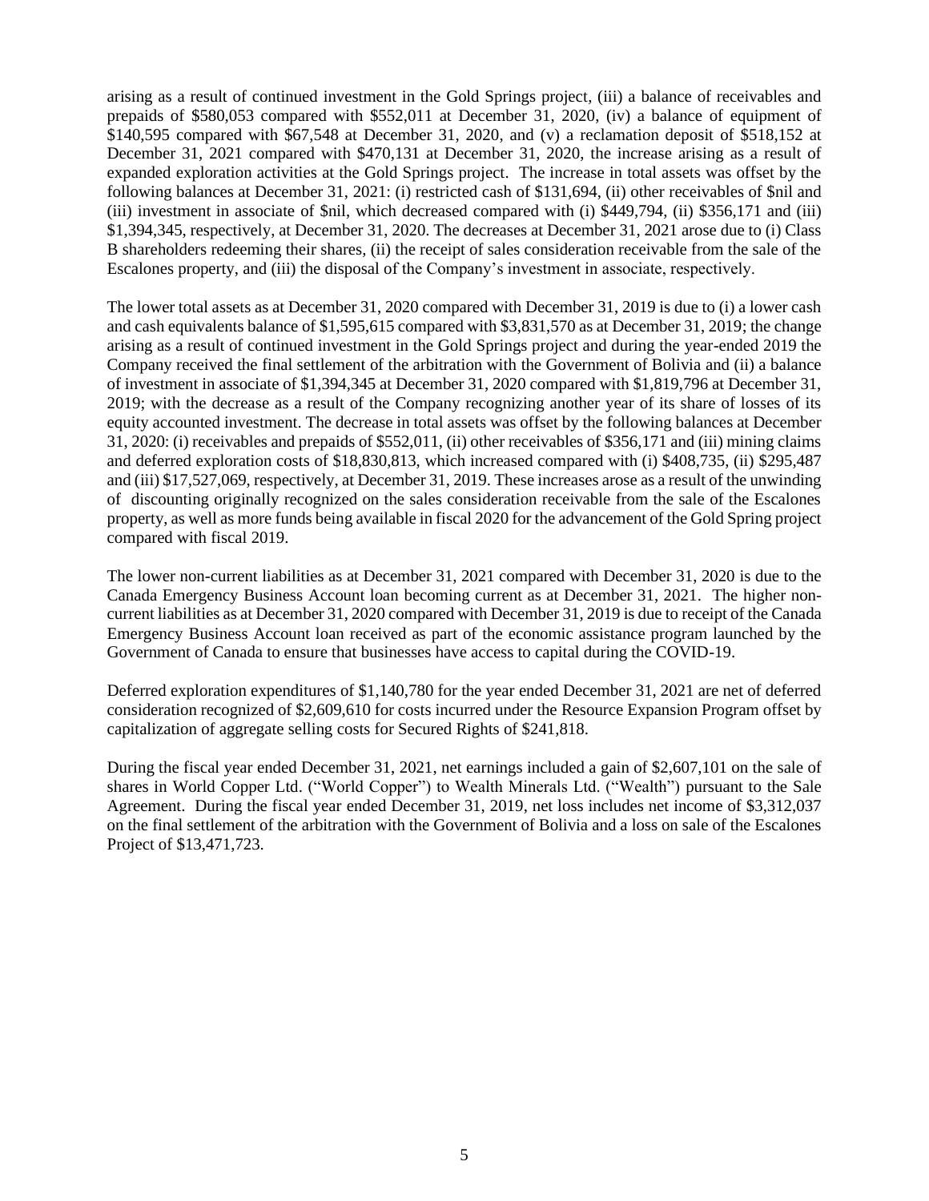arising as a result of continued investment in the Gold Springs project, (iii) a balance of receivables and prepaids of $580,053 compared with $552,011 at December 31, 2020, (iv) a balance of equipment of $140,595 compared with $67,548 at December 31, 2020, and (v) a reclamation deposit of $518,152 at December 31, 2021 compared with $470,131 at December 31, 2020, the increase arising as a result of expanded exploration activities at the Gold Springs project. The increase in total assets was offset by the following balances at December 31, 2021: (i) restricted cash of $131,694, (ii) other receivables of $nil and (iii) investment in associate of $nil, which decreased compared with (i) $449,794, (ii) $356,171 and (iii) $1,394,345, respectively, at December 31, 2020. The decreases at December 31, 2021 arose due to (i) Class B shareholders redeeming their shares, (ii) the receipt of sales consideration receivable from the sale of the Escalones property, and (iii) the disposal of the Company's investment in associate, respectively.

The lower total assets as at December 31, 2020 compared with December 31, 2019 is due to (i) a lower cash and cash equivalents balance of $1,595,615 compared with $3,831,570 as at December 31, 2019; the change arising as a result of continued investment in the Gold Springs project and during the year-ended 2019 the Company received the final settlement of the arbitration with the Government of Bolivia and (ii) a balance of investment in associate of $1,394,345 at December 31, 2020 compared with $1,819,796 at December 31, 2019; with the decrease as a result of the Company recognizing another year of its share of losses of its equity accounted investment. The decrease in total assets was offset by the following balances at December 31, 2020: (i) receivables and prepaids of $552,011, (ii) other receivables of $356,171 and (iii) mining claims and deferred exploration costs of $18,830,813, which increased compared with (i) $408,735, (ii) $295,487 and (iii) $17,527,069, respectively, at December 31, 2019. These increases arose as a result of the unwinding of discounting originally recognized on the sales consideration receivable from the sale of the Escalones property, as well as more funds being available in fiscal 2020 for the advancement of the Gold Spring project compared with fiscal 2019.

The lower non-current liabilities as at December 31, 2021 compared with December 31, 2020 is due to the Canada Emergency Business Account loan becoming current as at December 31, 2021. The higher non-current liabilities as at December 31, 2020 compared with December 31, 2019 is due to receipt of the Canada Emergency Business Account loan received as part of the economic assistance program launched by the Government of Canada to ensure that businesses have access to capital during the COVID-19.

Deferred exploration expenditures of $1,140,780 for the year ended December 31, 2021 are net of deferred consideration recognized of $2,609,610 for costs incurred under the Resource Expansion Program offset by capitalization of aggregate selling costs for Secured Rights of $241,818.

During the fiscal year ended December 31, 2021, net earnings included a gain of $2,607,101 on the sale of shares in World Copper Ltd. ("World Copper") to Wealth Minerals Ltd. ("Wealth") pursuant to the Sale Agreement. During the fiscal year ended December 31, 2019, net loss includes net income of $3,312,037 on the final settlement of the arbitration with the Government of Bolivia and a loss on sale of the Escalones Project of $13,471,723.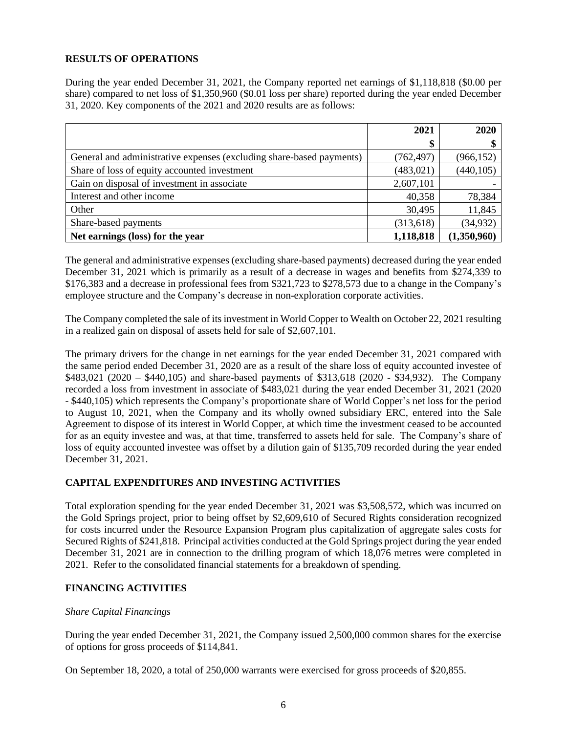## RESULTS OF OPERATIONS

During the year ended December 31, 2021, the Company reported net earnings of $1,118,818 ($0.00 per share) compared to net loss of $1,350,960 ($0.01 loss per share) reported during the year ended December 31, 2020. Key components of the 2021 and 2020 results are as follows:

| | 2021 | 2020 |
|---|---|---|
| | $ | $ |
| General and administrative expenses (excluding share-based payments) | (762,497) | (966,152) |
| Share of loss of equity accounted investment | (483,021) | (440,105) |
| Gain on disposal of investment in associate | 2,607,101 | - |
| Interest and other income | 40,358 | 78,384 |
| Other | 30,495 | 11,845 |
| Share-based payments | (313,618) | (34,932) |
| **Net earnings (loss) for the year** | **1,118,818** | **(1,350,960)** |

The general and administrative expenses (excluding share-based payments) decreased during the year ended December 31, 2021 which is primarily as a result of a decrease in wages and benefits from $274,339 to $176,383 and a decrease in professional fees from $321,723 to $278,573 due to a change in the Company's employee structure and the Company's decrease in non-exploration corporate activities.

The Company completed the sale of its investment in World Copper to Wealth on October 22, 2021 resulting in a realized gain on disposal of assets held for sale of $2,607,101.

The primary drivers for the change in net earnings for the year ended December 31, 2021 compared with the same period ended December 31, 2020 are as a result of the share loss of equity accounted investee of $483,021 (2020 – $440,105) and share-based payments of $313,618 (2020 - $34,932). The Company recorded a loss from investment in associate of $483,021 during the year ended December 31, 2021 (2020 - $440,105) which represents the Company's proportionate share of World Copper's net loss for the period to August 10, 2021, when the Company and its wholly owned subsidiary ERC, entered into the Sale Agreement to dispose of its interest in World Copper, at which time the investment ceased to be accounted for as an equity investee and was, at that time, transferred to assets held for sale. The Company's share of loss of equity accounted investee was offset by a dilution gain of $135,709 recorded during the year ended December 31, 2021.

## CAPITAL EXPENDITURES AND INVESTING ACTIVITIES

Total exploration spending for the year ended December 31, 2021 was $3,508,572, which was incurred on the Gold Springs project, prior to being offset by $2,609,610 of Secured Rights consideration recognized for costs incurred under the Resource Expansion Program plus capitalization of aggregate sales costs for Secured Rights of $241,818. Principal activities conducted at the Gold Springs project during the year ended December 31, 2021 are in connection to the drilling program of which 18,076 metres were completed in 2021. Refer to the consolidated financial statements for a breakdown of spending.

## FINANCING ACTIVITIES

*Share Capital Financings*

During the year ended December 31, 2021, the Company issued 2,500,000 common shares for the exercise of options for gross proceeds of $114,841.

On September 18, 2020, a total of 250,000 warrants were exercised for gross proceeds of $20,855.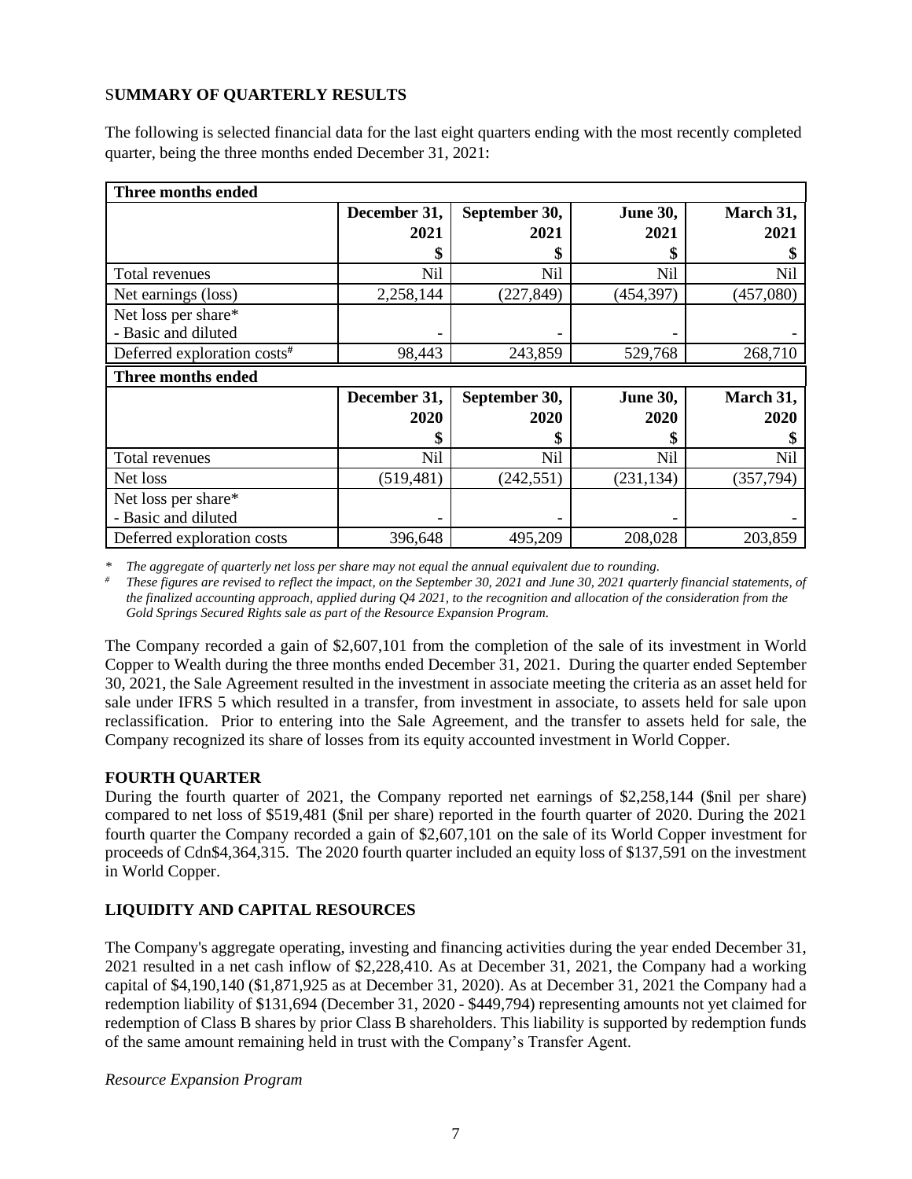## SUMMARY OF QUARTERLY RESULTS

The following is selected financial data for the last eight quarters ending with the most recently completed quarter, being the three months ended December 31, 2021:

| Three months ended | | | | |
|---|---|---|---|---|
| | December 31, 2021 $ | September 30, 2021 $ | June 30, 2021 $ | March 31, 2021 $ |
| Total revenues | Nil | Nil | Nil | Nil |
| Net earnings (loss) | 2,258,144 | (227,849) | (454,397) | (457,080) |
| Net loss per share* - Basic and diluted | - | - | - | - |
| Deferred exploration costs# | 98,443 | 243,859 | 529,768 | 268,710 |
| **Three months ended** | | | | |
| | December 31, 2020 $ | September 30, 2020 $ | June 30, 2020 $ | March 31, 2020 $ |
| Total revenues | Nil | Nil | Nil | Nil |
| Net loss | (519,481) | (242,551) | (231,134) | (357,794) |
| Net loss per share* - Basic and diluted | - | - | - | - |
| Deferred exploration costs | 396,648 | 495,209 | 208,028 | 203,859 |

\* *The aggregate of quarterly net loss per share may not equal the annual equivalent due to rounding.*

\# *These figures are revised to reflect the impact, on the September 30, 2021 and June 30, 2021 quarterly financial statements, of the finalized accounting approach, applied during Q4 2021, to the recognition and allocation of the consideration from the Gold Springs Secured Rights sale as part of the Resource Expansion Program.*

The Company recorded a gain of $2,607,101 from the completion of the sale of its investment in World Copper to Wealth during the three months ended December 31, 2021. During the quarter ended September 30, 2021, the Sale Agreement resulted in the investment in associate meeting the criteria as an asset held for sale under IFRS 5 which resulted in a transfer, from investment in associate, to assets held for sale upon reclassification. Prior to entering into the Sale Agreement, and the transfer to assets held for sale, the Company recognized its share of losses from its equity accounted investment in World Copper.

## FOURTH QUARTER

During the fourth quarter of 2021, the Company reported net earnings of $2,258,144 ($nil per share) compared to net loss of $519,481 ($nil per share) reported in the fourth quarter of 2020. During the 2021 fourth quarter the Company recorded a gain of $2,607,101 on the sale of its World Copper investment for proceeds of Cdn$4,364,315. The 2020 fourth quarter included an equity loss of $137,591 on the investment in World Copper.

## LIQUIDITY AND CAPITAL RESOURCES

The Company's aggregate operating, investing and financing activities during the year ended December 31, 2021 resulted in a net cash inflow of $2,228,410. As at December 31, 2021, the Company had a working capital of $4,190,140 ($1,871,925 as at December 31, 2020). As at December 31, 2021 the Company had a redemption liability of $131,694 (December 31, 2020 - $449,794) representing amounts not yet claimed for redemption of Class B shares by prior Class B shareholders. This liability is supported by redemption funds of the same amount remaining held in trust with the Company's Transfer Agent.

*Resource Expansion Program*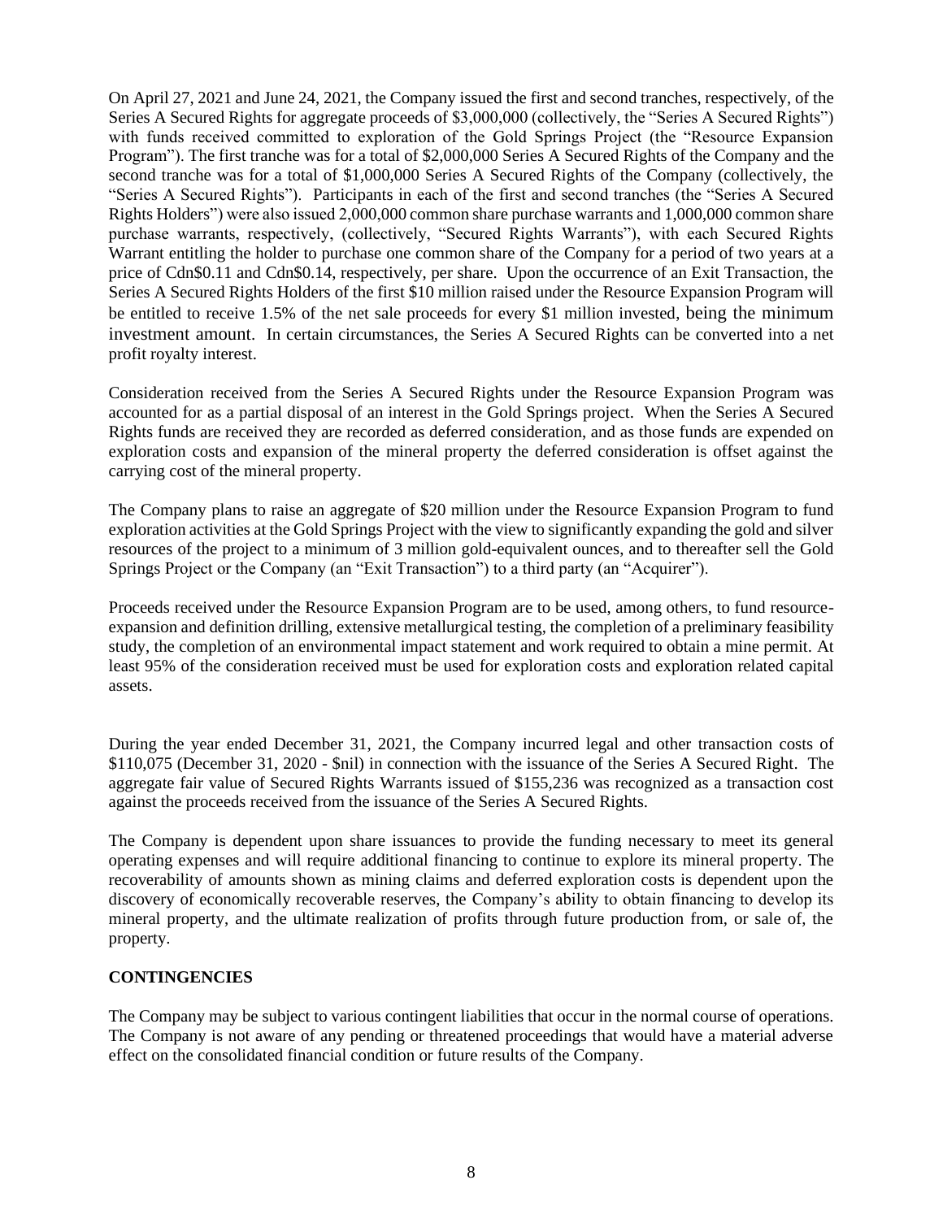On April 27, 2021 and June 24, 2021, the Company issued the first and second tranches, respectively, of the Series A Secured Rights for aggregate proceeds of $3,000,000 (collectively, the "Series A Secured Rights") with funds received committed to exploration of the Gold Springs Project (the "Resource Expansion Program"). The first tranche was for a total of $2,000,000 Series A Secured Rights of the Company and the second tranche was for a total of $1,000,000 Series A Secured Rights of the Company (collectively, the "Series A Secured Rights"). Participants in each of the first and second tranches (the "Series A Secured Rights Holders") were also issued 2,000,000 common share purchase warrants and 1,000,000 common share purchase warrants, respectively, (collectively, "Secured Rights Warrants"), with each Secured Rights Warrant entitling the holder to purchase one common share of the Company for a period of two years at a price of Cdn$0.11 and Cdn$0.14, respectively, per share. Upon the occurrence of an Exit Transaction, the Series A Secured Rights Holders of the first $10 million raised under the Resource Expansion Program will be entitled to receive 1.5% of the net sale proceeds for every $1 million invested, being the minimum investment amount. In certain circumstances, the Series A Secured Rights can be converted into a net profit royalty interest.

Consideration received from the Series A Secured Rights under the Resource Expansion Program was accounted for as a partial disposal of an interest in the Gold Springs project. When the Series A Secured Rights funds are received they are recorded as deferred consideration, and as those funds are expended on exploration costs and expansion of the mineral property the deferred consideration is offset against the carrying cost of the mineral property.

The Company plans to raise an aggregate of $20 million under the Resource Expansion Program to fund exploration activities at the Gold Springs Project with the view to significantly expanding the gold and silver resources of the project to a minimum of 3 million gold-equivalent ounces, and to thereafter sell the Gold Springs Project or the Company (an "Exit Transaction") to a third party (an "Acquirer").

Proceeds received under the Resource Expansion Program are to be used, among others, to fund resource-expansion and definition drilling, extensive metallurgical testing, the completion of a preliminary feasibility study, the completion of an environmental impact statement and work required to obtain a mine permit. At least 95% of the consideration received must be used for exploration costs and exploration related capital assets.

During the year ended December 31, 2021, the Company incurred legal and other transaction costs of $110,075 (December 31, 2020 - $nil) in connection with the issuance of the Series A Secured Right. The aggregate fair value of Secured Rights Warrants issued of $155,236 was recognized as a transaction cost against the proceeds received from the issuance of the Series A Secured Rights.

The Company is dependent upon share issuances to provide the funding necessary to meet its general operating expenses and will require additional financing to continue to explore its mineral property. The recoverability of amounts shown as mining claims and deferred exploration costs is dependent upon the discovery of economically recoverable reserves, the Company's ability to obtain financing to develop its mineral property, and the ultimate realization of profits through future production from, or sale of, the property.

## CONTINGENCIES

The Company may be subject to various contingent liabilities that occur in the normal course of operations. The Company is not aware of any pending or threatened proceedings that would have a material adverse effect on the consolidated financial condition or future results of the Company.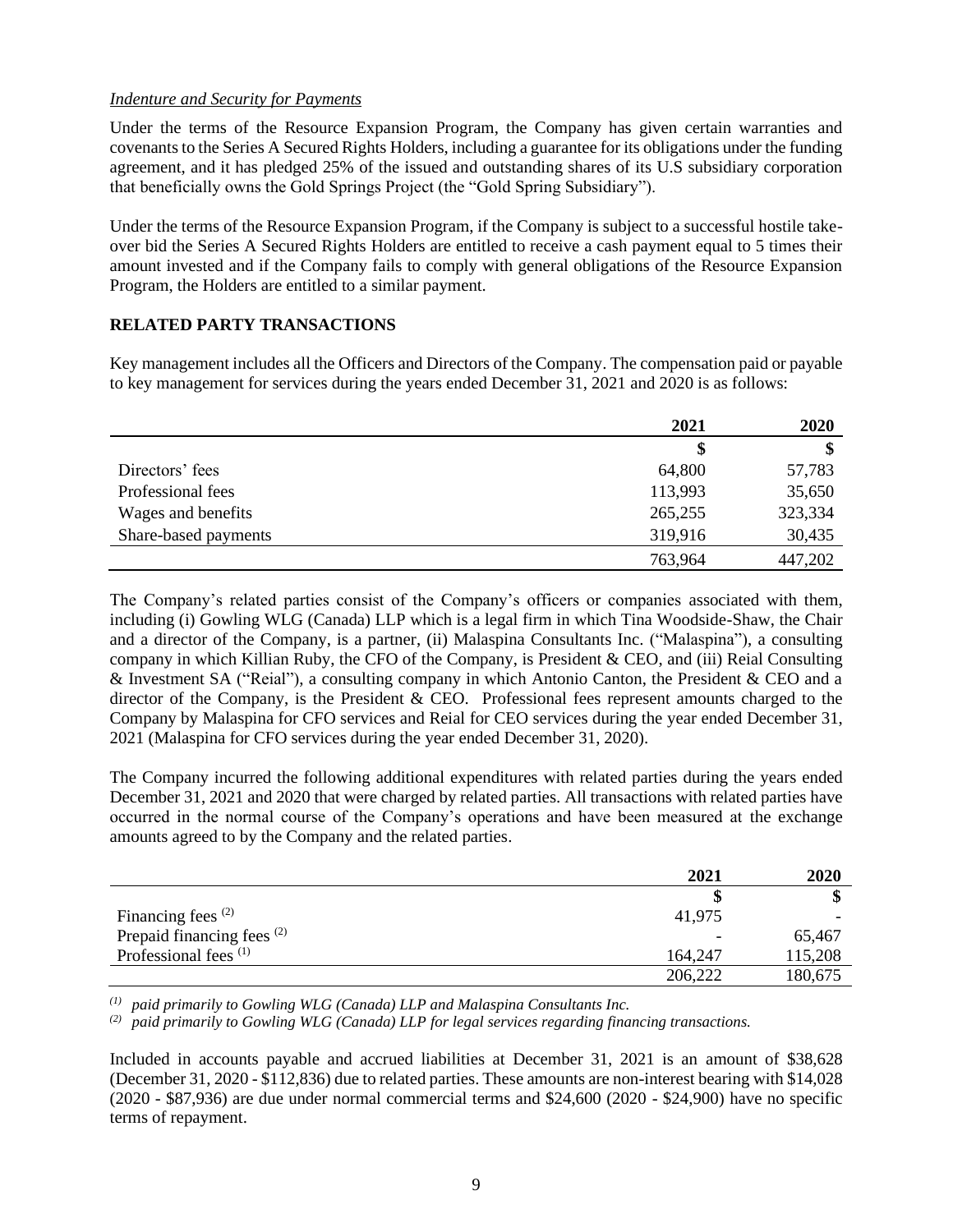*Indenture and Security for Payments*

Under the terms of the Resource Expansion Program, the Company has given certain warranties and covenants to the Series A Secured Rights Holders, including a guarantee for its obligations under the funding agreement, and it has pledged 25% of the issued and outstanding shares of its U.S subsidiary corporation that beneficially owns the Gold Springs Project (the "Gold Spring Subsidiary").

Under the terms of the Resource Expansion Program, if the Company is subject to a successful hostile take-over bid the Series A Secured Rights Holders are entitled to receive a cash payment equal to 5 times their amount invested and if the Company fails to comply with general obligations of the Resource Expansion Program, the Holders are entitled to a similar payment.

## RELATED PARTY TRANSACTIONS

Key management includes all the Officers and Directors of the Company. The compensation paid or payable to key management for services during the years ended December 31, 2021 and 2020 is as follows:

| | 2021 | 2020 |
|---|---|---|
| | $ | $ |
| Directors' fees | 64,800 | 57,783 |
| Professional fees | 113,993 | 35,650 |
| Wages and benefits | 265,255 | 323,334 |
| Share-based payments | 319,916 | 30,435 |
| | 763,964 | 447,202 |

The Company's related parties consist of the Company's officers or companies associated with them, including (i) Gowling WLG (Canada) LLP which is a legal firm in which Tina Woodside-Shaw, the Chair and a director of the Company, is a partner, (ii) Malaspina Consultants Inc. ("Malaspina"), a consulting company in which Killian Ruby, the CFO of the Company, is President & CEO, and (iii) Reial Consulting & Investment SA ("Reial"), a consulting company in which Antonio Canton, the President & CEO and a director of the Company, is the President & CEO. Professional fees represent amounts charged to the Company by Malaspina for CFO services and Reial for CEO services during the year ended December 31, 2021 (Malaspina for CFO services during the year ended December 31, 2020).

The Company incurred the following additional expenditures with related parties during the years ended December 31, 2021 and 2020 that were charged by related parties. All transactions with related parties have occurred in the normal course of the Company's operations and have been measured at the exchange amounts agreed to by the Company and the related parties.

| | 2021 | 2020 |
|---|---|---|
| | $ | $ |
| Financing fees (2) | 41,975 | - |
| Prepaid financing fees (2) | - | 65,467 |
| Professional fees (1) | 164,247 | 115,208 |
| | 206,222 | 180,675 |

(1) *paid primarily to Gowling WLG (Canada) LLP and Malaspina Consultants Inc.*

(2) *paid primarily to Gowling WLG (Canada) LLP for legal services regarding financing transactions.*

Included in accounts payable and accrued liabilities at December 31, 2021 is an amount of $38,628 (December 31, 2020 - $112,836) due to related parties. These amounts are non-interest bearing with $14,028 (2020 - $87,936) are due under normal commercial terms and $24,600 (2020 - $24,900) have no specific terms of repayment.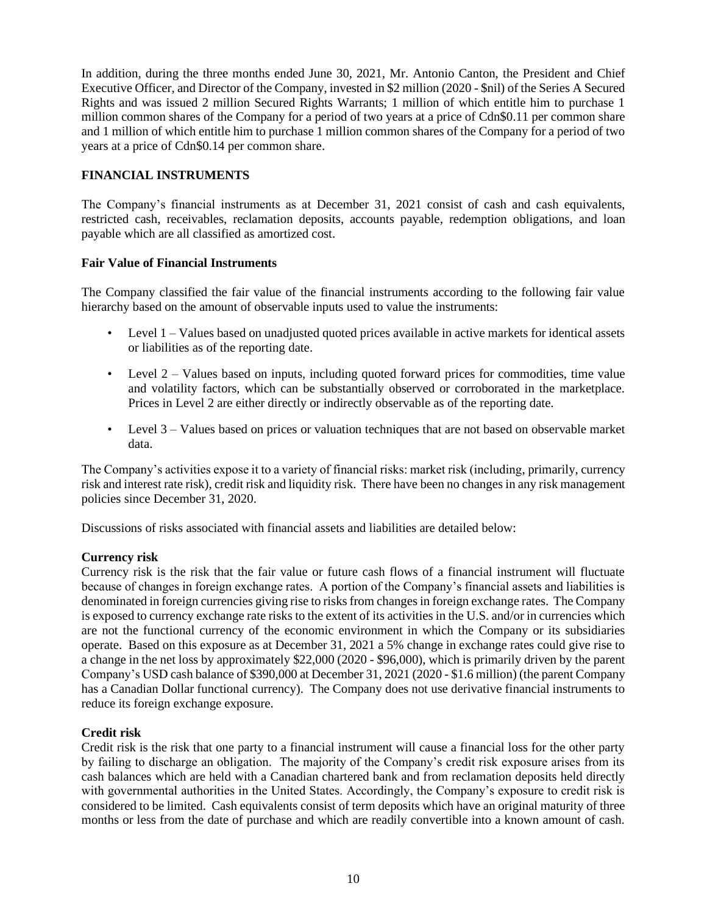In addition, during the three months ended June 30, 2021, Mr. Antonio Canton, the President and Chief Executive Officer, and Director of the Company, invested in $2 million (2020 - $nil) of the Series A Secured Rights and was issued 2 million Secured Rights Warrants; 1 million of which entitle him to purchase 1 million common shares of the Company for a period of two years at a price of Cdn$0.11 per common share and 1 million of which entitle him to purchase 1 million common shares of the Company for a period of two years at a price of Cdn$0.14 per common share.

## FINANCIAL INSTRUMENTS

The Company's financial instruments as at December 31, 2021 consist of cash and cash equivalents, restricted cash, receivables, reclamation deposits, accounts payable, redemption obligations, and loan payable which are all classified as amortized cost.

### Fair Value of Financial Instruments

The Company classified the fair value of the financial instruments according to the following fair value hierarchy based on the amount of observable inputs used to value the instruments:

- Level 1 – Values based on unadjusted quoted prices available in active markets for identical assets or liabilities as of the reporting date.
- Level 2 – Values based on inputs, including quoted forward prices for commodities, time value and volatility factors, which can be substantially observed or corroborated in the marketplace. Prices in Level 2 are either directly or indirectly observable as of the reporting date.
- Level 3 – Values based on prices or valuation techniques that are not based on observable market data.

The Company's activities expose it to a variety of financial risks: market risk (including, primarily, currency risk and interest rate risk), credit risk and liquidity risk. There have been no changes in any risk management policies since December 31, 2020.

Discussions of risks associated with financial assets and liabilities are detailed below:

**Currency risk**
Currency risk is the risk that the fair value or future cash flows of a financial instrument will fluctuate because of changes in foreign exchange rates. A portion of the Company's financial assets and liabilities is denominated in foreign currencies giving rise to risks from changes in foreign exchange rates. The Company is exposed to currency exchange rate risks to the extent of its activities in the U.S. and/or in currencies which are not the functional currency of the economic environment in which the Company or its subsidiaries operate. Based on this exposure as at December 31, 2021 a 5% change in exchange rates could give rise to a change in the net loss by approximately $22,000 (2020 - $96,000), which is primarily driven by the parent Company's USD cash balance of $390,000 at December 31, 2021 (2020 - $1.6 million) (the parent Company has a Canadian Dollar functional currency). The Company does not use derivative financial instruments to reduce its foreign exchange exposure.

**Credit risk**
Credit risk is the risk that one party to a financial instrument will cause a financial loss for the other party by failing to discharge an obligation. The majority of the Company's credit risk exposure arises from its cash balances which are held with a Canadian chartered bank and from reclamation deposits held directly with governmental authorities in the United States. Accordingly, the Company's exposure to credit risk is considered to be limited. Cash equivalents consist of term deposits which have an original maturity of three months or less from the date of purchase and which are readily convertible into a known amount of cash.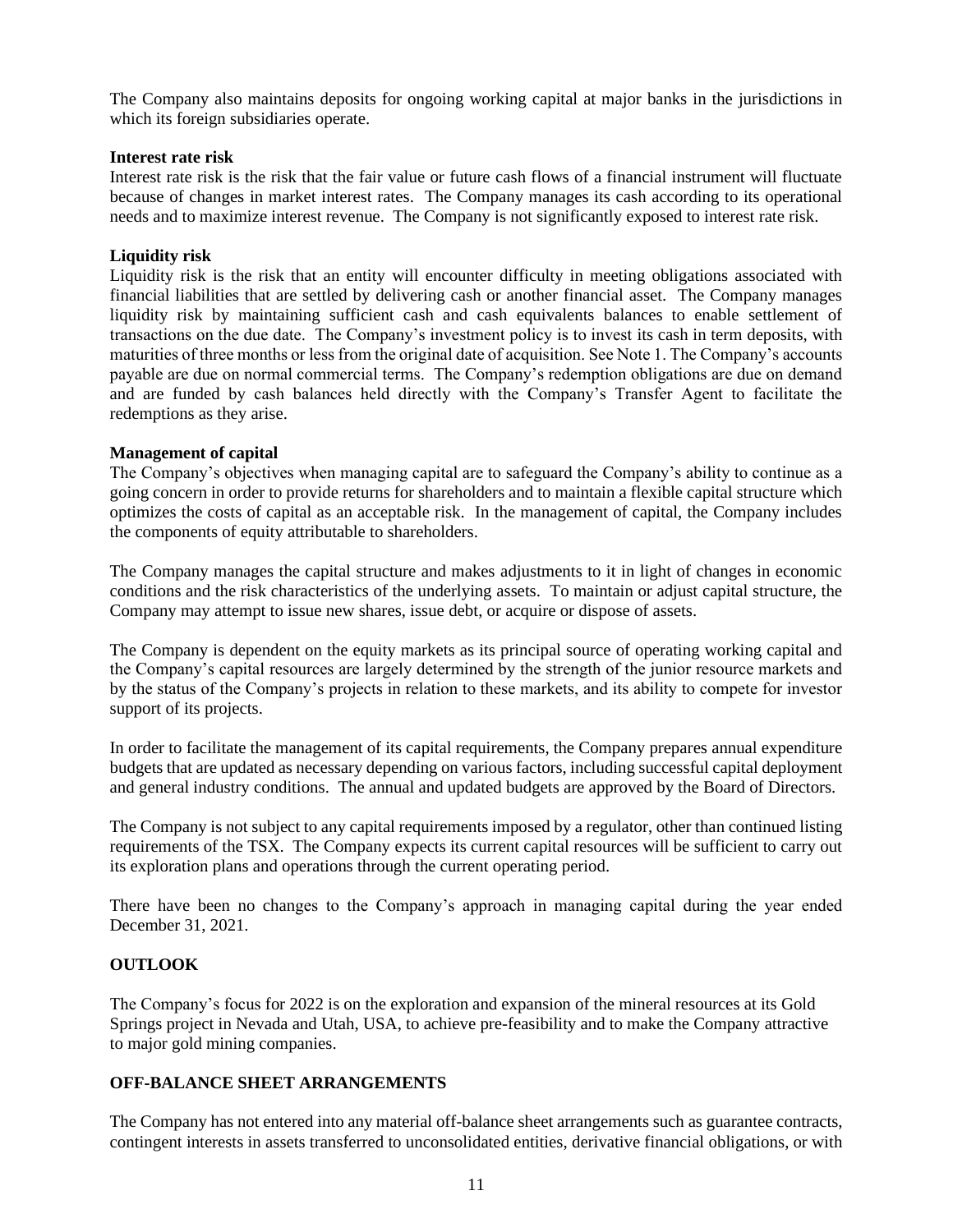The Company also maintains deposits for ongoing working capital at major banks in the jurisdictions in which its foreign subsidiaries operate.

**Interest rate risk**

Interest rate risk is the risk that the fair value or future cash flows of a financial instrument will fluctuate because of changes in market interest rates. The Company manages its cash according to its operational needs and to maximize interest revenue. The Company is not significantly exposed to interest rate risk.

**Liquidity risk**

Liquidity risk is the risk that an entity will encounter difficulty in meeting obligations associated with financial liabilities that are settled by delivering cash or another financial asset. The Company manages liquidity risk by maintaining sufficient cash and cash equivalents balances to enable settlement of transactions on the due date. The Company's investment policy is to invest its cash in term deposits, with maturities of three months or less from the original date of acquisition. See Note 1. The Company's accounts payable are due on normal commercial terms. The Company's redemption obligations are due on demand and are funded by cash balances held directly with the Company's Transfer Agent to facilitate the redemptions as they arise.

**Management of capital**

The Company's objectives when managing capital are to safeguard the Company's ability to continue as a going concern in order to provide returns for shareholders and to maintain a flexible capital structure which optimizes the costs of capital as an acceptable risk. In the management of capital, the Company includes the components of equity attributable to shareholders.

The Company manages the capital structure and makes adjustments to it in light of changes in economic conditions and the risk characteristics of the underlying assets. To maintain or adjust capital structure, the Company may attempt to issue new shares, issue debt, or acquire or dispose of assets.

The Company is dependent on the equity markets as its principal source of operating working capital and the Company's capital resources are largely determined by the strength of the junior resource markets and by the status of the Company's projects in relation to these markets, and its ability to compete for investor support of its projects.

In order to facilitate the management of its capital requirements, the Company prepares annual expenditure budgets that are updated as necessary depending on various factors, including successful capital deployment and general industry conditions. The annual and updated budgets are approved by the Board of Directors.

The Company is not subject to any capital requirements imposed by a regulator, other than continued listing requirements of the TSX. The Company expects its current capital resources will be sufficient to carry out its exploration plans and operations through the current operating period.

There have been no changes to the Company's approach in managing capital during the year ended December 31, 2021.

## OUTLOOK

The Company's focus for 2022 is on the exploration and expansion of the mineral resources at its Gold Springs project in Nevada and Utah, USA, to achieve pre-feasibility and to make the Company attractive to major gold mining companies.

## OFF-BALANCE SHEET ARRANGEMENTS

The Company has not entered into any material off-balance sheet arrangements such as guarantee contracts, contingent interests in assets transferred to unconsolidated entities, derivative financial obligations, or with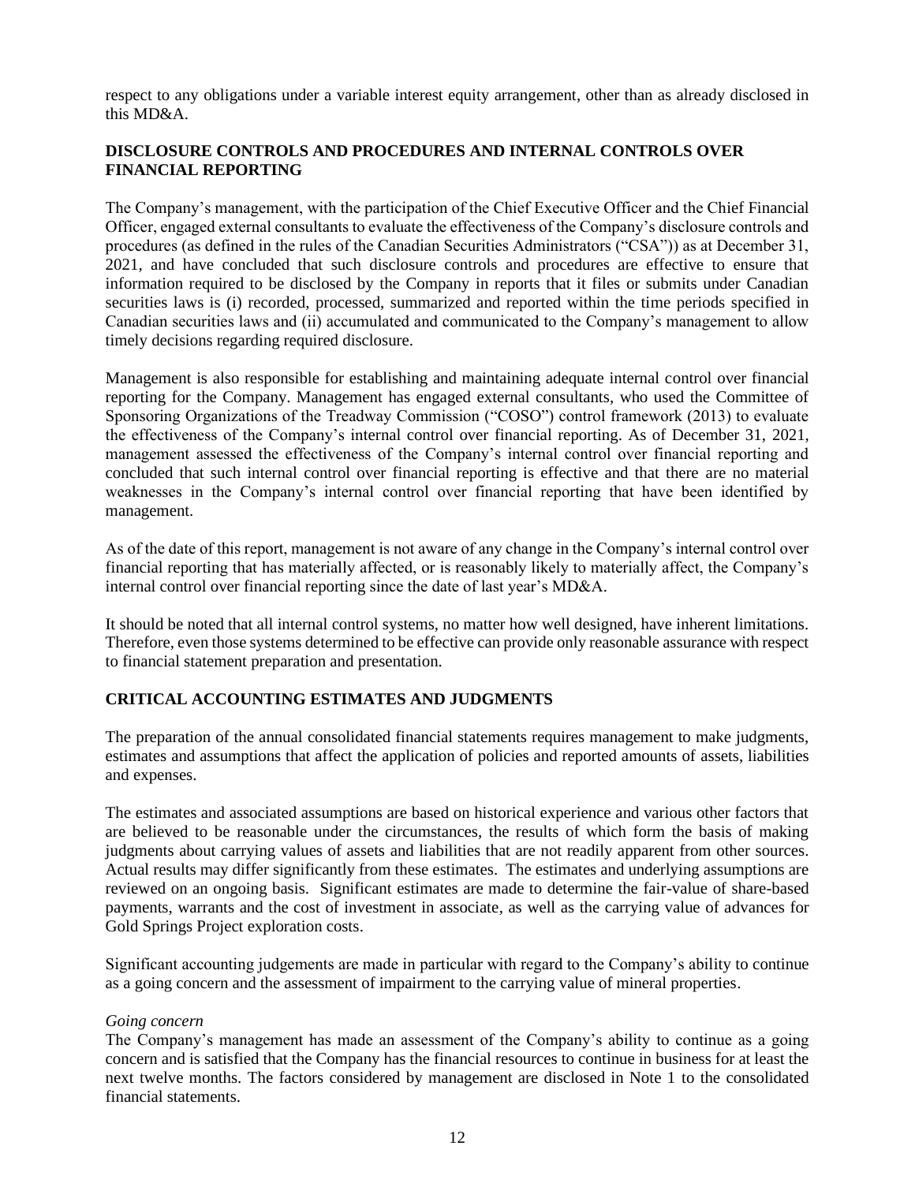respect to any obligations under a variable interest equity arrangement, other than as already disclosed in this MD&A.

## DISCLOSURE CONTROLS AND PROCEDURES AND INTERNAL CONTROLS OVER FINANCIAL REPORTING

The Company's management, with the participation of the Chief Executive Officer and the Chief Financial Officer, engaged external consultants to evaluate the effectiveness of the Company's disclosure controls and procedures (as defined in the rules of the Canadian Securities Administrators ("CSA")) as at December 31, 2021, and have concluded that such disclosure controls and procedures are effective to ensure that information required to be disclosed by the Company in reports that it files or submits under Canadian securities laws is (i) recorded, processed, summarized and reported within the time periods specified in Canadian securities laws and (ii) accumulated and communicated to the Company's management to allow timely decisions regarding required disclosure.

Management is also responsible for establishing and maintaining adequate internal control over financial reporting for the Company. Management has engaged external consultants, who used the Committee of Sponsoring Organizations of the Treadway Commission ("COSO") control framework (2013) to evaluate the effectiveness of the Company's internal control over financial reporting. As of December 31, 2021, management assessed the effectiveness of the Company's internal control over financial reporting and concluded that such internal control over financial reporting is effective and that there are no material weaknesses in the Company's internal control over financial reporting that have been identified by management.

As of the date of this report, management is not aware of any change in the Company's internal control over financial reporting that has materially affected, or is reasonably likely to materially affect, the Company's internal control over financial reporting since the date of last year's MD&A.

It should be noted that all internal control systems, no matter how well designed, have inherent limitations. Therefore, even those systems determined to be effective can provide only reasonable assurance with respect to financial statement preparation and presentation.

## CRITICAL ACCOUNTING ESTIMATES AND JUDGMENTS

The preparation of the annual consolidated financial statements requires management to make judgments, estimates and assumptions that affect the application of policies and reported amounts of assets, liabilities and expenses.

The estimates and associated assumptions are based on historical experience and various other factors that are believed to be reasonable under the circumstances, the results of which form the basis of making judgments about carrying values of assets and liabilities that are not readily apparent from other sources. Actual results may differ significantly from these estimates. The estimates and underlying assumptions are reviewed on an ongoing basis. Significant estimates are made to determine the fair-value of share-based payments, warrants and the cost of investment in associate, as well as the carrying value of advances for Gold Springs Project exploration costs.

Significant accounting judgements are made in particular with regard to the Company's ability to continue as a going concern and the assessment of impairment to the carrying value of mineral properties.

*Going concern*

The Company's management has made an assessment of the Company's ability to continue as a going concern and is satisfied that the Company has the financial resources to continue in business for at least the next twelve months. The factors considered by management are disclosed in Note 1 to the consolidated financial statements.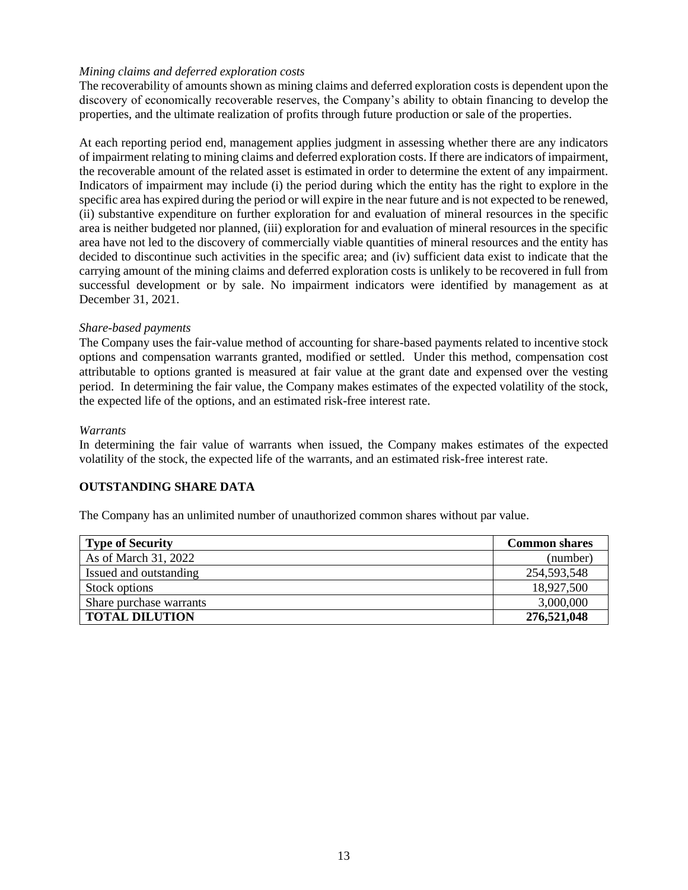*Mining claims and deferred exploration costs*

The recoverability of amounts shown as mining claims and deferred exploration costs is dependent upon the discovery of economically recoverable reserves, the Company's ability to obtain financing to develop the properties, and the ultimate realization of profits through future production or sale of the properties.

At each reporting period end, management applies judgment in assessing whether there are any indicators of impairment relating to mining claims and deferred exploration costs. If there are indicators of impairment, the recoverable amount of the related asset is estimated in order to determine the extent of any impairment. Indicators of impairment may include (i) the period during which the entity has the right to explore in the specific area has expired during the period or will expire in the near future and is not expected to be renewed, (ii) substantive expenditure on further exploration for and evaluation of mineral resources in the specific area is neither budgeted nor planned, (iii) exploration for and evaluation of mineral resources in the specific area have not led to the discovery of commercially viable quantities of mineral resources and the entity has decided to discontinue such activities in the specific area; and (iv) sufficient data exist to indicate that the carrying amount of the mining claims and deferred exploration costs is unlikely to be recovered in full from successful development or by sale. No impairment indicators were identified by management as at December 31, 2021.

*Share-based payments*

The Company uses the fair-value method of accounting for share-based payments related to incentive stock options and compensation warrants granted, modified or settled. Under this method, compensation cost attributable to options granted is measured at fair value at the grant date and expensed over the vesting period. In determining the fair value, the Company makes estimates of the expected volatility of the stock, the expected life of the options, and an estimated risk-free interest rate.

*Warrants*

In determining the fair value of warrants when issued, the Company makes estimates of the expected volatility of the stock, the expected life of the warrants, and an estimated risk-free interest rate.

## OUTSTANDING SHARE DATA

The Company has an unlimited number of unauthorized common shares without par value.

| **Type of Security** | **Common shares** |
|---|---|
| As of March 31, 2022 | (number) |
| Issued and outstanding | 254,593,548 |
| Stock options | 18,927,500 |
| Share purchase warrants | 3,000,000 |
| **TOTAL DILUTION** | **276,521,048** |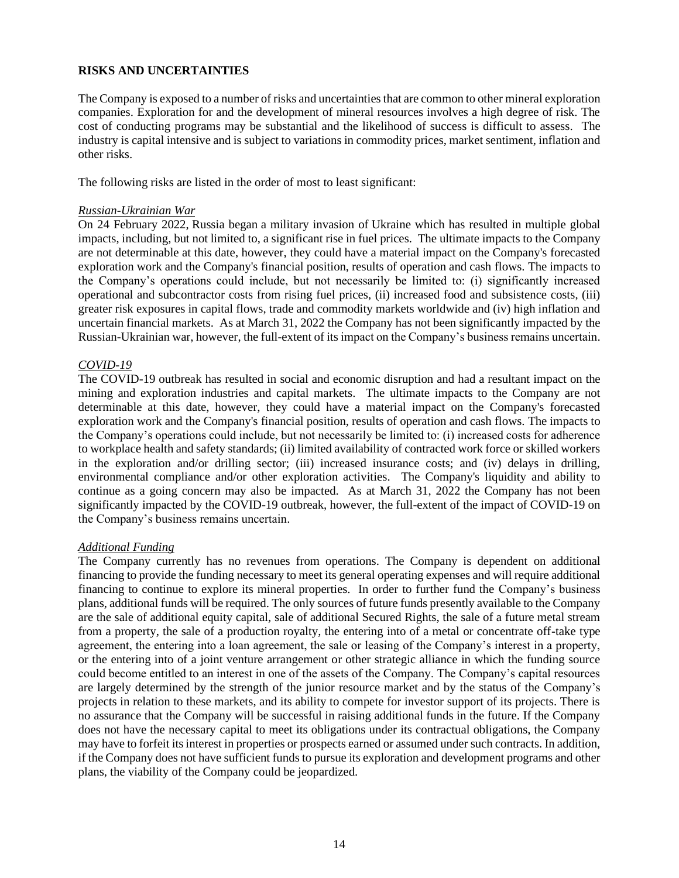## RISKS AND UNCERTAINTIES

The Company is exposed to a number of risks and uncertainties that are common to other mineral exploration companies. Exploration for and the development of mineral resources involves a high degree of risk. The cost of conducting programs may be substantial and the likelihood of success is difficult to assess. The industry is capital intensive and is subject to variations in commodity prices, market sentiment, inflation and other risks.

The following risks are listed in the order of most to least significant:

*Russian-Ukrainian War*

On 24 February 2022, Russia began a military invasion of Ukraine which has resulted in multiple global impacts, including, but not limited to, a significant rise in fuel prices. The ultimate impacts to the Company are not determinable at this date, however, they could have a material impact on the Company's forecasted exploration work and the Company's financial position, results of operation and cash flows. The impacts to the Company's operations could include, but not necessarily be limited to: (i) significantly increased operational and subcontractor costs from rising fuel prices, (ii) increased food and subsistence costs, (iii) greater risk exposures in capital flows, trade and commodity markets worldwide and (iv) high inflation and uncertain financial markets. As at March 31, 2022 the Company has not been significantly impacted by the Russian-Ukrainian war, however, the full-extent of its impact on the Company's business remains uncertain.

*COVID-19*

The COVID-19 outbreak has resulted in social and economic disruption and had a resultant impact on the mining and exploration industries and capital markets. The ultimate impacts to the Company are not determinable at this date, however, they could have a material impact on the Company's forecasted exploration work and the Company's financial position, results of operation and cash flows. The impacts to the Company's operations could include, but not necessarily be limited to: (i) increased costs for adherence to workplace health and safety standards; (ii) limited availability of contracted work force or skilled workers in the exploration and/or drilling sector; (iii) increased insurance costs; and (iv) delays in drilling, environmental compliance and/or other exploration activities. The Company's liquidity and ability to continue as a going concern may also be impacted. As at March 31, 2022 the Company has not been significantly impacted by the COVID-19 outbreak, however, the full-extent of the impact of COVID-19 on the Company's business remains uncertain.

*Additional Funding*

The Company currently has no revenues from operations. The Company is dependent on additional financing to provide the funding necessary to meet its general operating expenses and will require additional financing to continue to explore its mineral properties. In order to further fund the Company's business plans, additional funds will be required. The only sources of future funds presently available to the Company are the sale of additional equity capital, sale of additional Secured Rights, the sale of a future metal stream from a property, the sale of a production royalty, the entering into of a metal or concentrate off-take type agreement, the entering into a loan agreement, the sale or leasing of the Company's interest in a property, or the entering into of a joint venture arrangement or other strategic alliance in which the funding source could become entitled to an interest in one of the assets of the Company. The Company's capital resources are largely determined by the strength of the junior resource market and by the status of the Company's projects in relation to these markets, and its ability to compete for investor support of its projects. There is no assurance that the Company will be successful in raising additional funds in the future. If the Company does not have the necessary capital to meet its obligations under its contractual obligations, the Company may have to forfeit its interest in properties or prospects earned or assumed under such contracts. In addition, if the Company does not have sufficient funds to pursue its exploration and development programs and other plans, the viability of the Company could be jeopardized.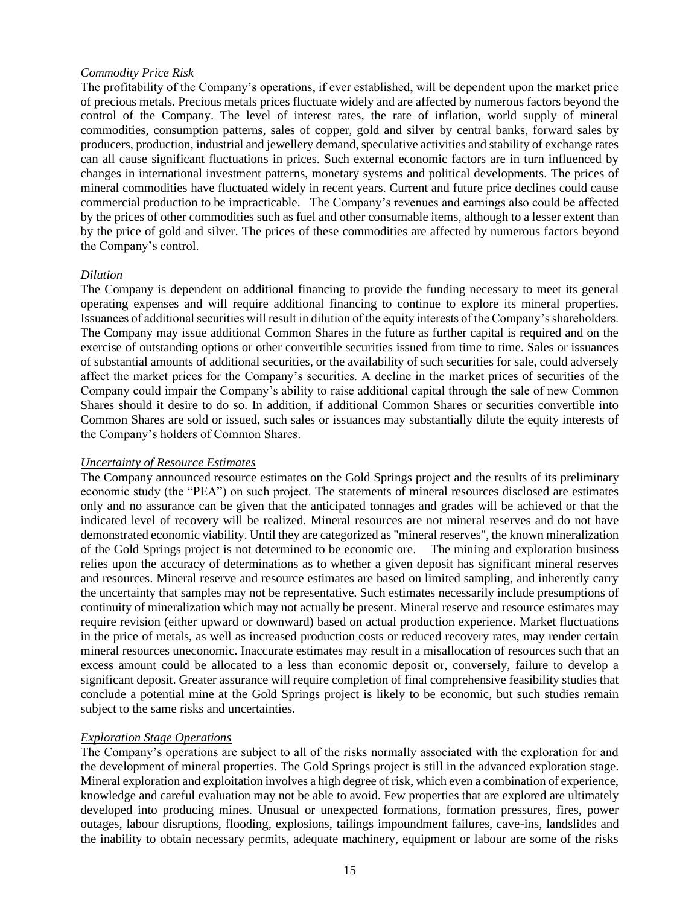*Commodity Price Risk*

The profitability of the Company's operations, if ever established, will be dependent upon the market price of precious metals. Precious metals prices fluctuate widely and are affected by numerous factors beyond the control of the Company. The level of interest rates, the rate of inflation, world supply of mineral commodities, consumption patterns, sales of copper, gold and silver by central banks, forward sales by producers, production, industrial and jewellery demand, speculative activities and stability of exchange rates can all cause significant fluctuations in prices. Such external economic factors are in turn influenced by changes in international investment patterns, monetary systems and political developments. The prices of mineral commodities have fluctuated widely in recent years. Current and future price declines could cause commercial production to be impracticable. The Company's revenues and earnings also could be affected by the prices of other commodities such as fuel and other consumable items, although to a lesser extent than by the price of gold and silver. The prices of these commodities are affected by numerous factors beyond the Company's control.

*Dilution*

The Company is dependent on additional financing to provide the funding necessary to meet its general operating expenses and will require additional financing to continue to explore its mineral properties. Issuances of additional securities will result in dilution of the equity interests of the Company's shareholders. The Company may issue additional Common Shares in the future as further capital is required and on the exercise of outstanding options or other convertible securities issued from time to time. Sales or issuances of substantial amounts of additional securities, or the availability of such securities for sale, could adversely affect the market prices for the Company's securities. A decline in the market prices of securities of the Company could impair the Company's ability to raise additional capital through the sale of new Common Shares should it desire to do so. In addition, if additional Common Shares or securities convertible into Common Shares are sold or issued, such sales or issuances may substantially dilute the equity interests of the Company's holders of Common Shares.

*Uncertainty of Resource Estimates*

The Company announced resource estimates on the Gold Springs project and the results of its preliminary economic study (the "PEA") on such project. The statements of mineral resources disclosed are estimates only and no assurance can be given that the anticipated tonnages and grades will be achieved or that the indicated level of recovery will be realized. Mineral resources are not mineral reserves and do not have demonstrated economic viability. Until they are categorized as "mineral reserves", the known mineralization of the Gold Springs project is not determined to be economic ore. The mining and exploration business relies upon the accuracy of determinations as to whether a given deposit has significant mineral reserves and resources. Mineral reserve and resource estimates are based on limited sampling, and inherently carry the uncertainty that samples may not be representative. Such estimates necessarily include presumptions of continuity of mineralization which may not actually be present. Mineral reserve and resource estimates may require revision (either upward or downward) based on actual production experience. Market fluctuations in the price of metals, as well as increased production costs or reduced recovery rates, may render certain mineral resources uneconomic. Inaccurate estimates may result in a misallocation of resources such that an excess amount could be allocated to a less than economic deposit or, conversely, failure to develop a significant deposit. Greater assurance will require completion of final comprehensive feasibility studies that conclude a potential mine at the Gold Springs project is likely to be economic, but such studies remain subject to the same risks and uncertainties.

*Exploration Stage Operations*

The Company's operations are subject to all of the risks normally associated with the exploration for and the development of mineral properties. The Gold Springs project is still in the advanced exploration stage. Mineral exploration and exploitation involves a high degree of risk, which even a combination of experience, knowledge and careful evaluation may not be able to avoid. Few properties that are explored are ultimately developed into producing mines. Unusual or unexpected formations, formation pressures, fires, power outages, labour disruptions, flooding, explosions, tailings impoundment failures, cave-ins, landslides and the inability to obtain necessary permits, adequate machinery, equipment or labour are some of the risks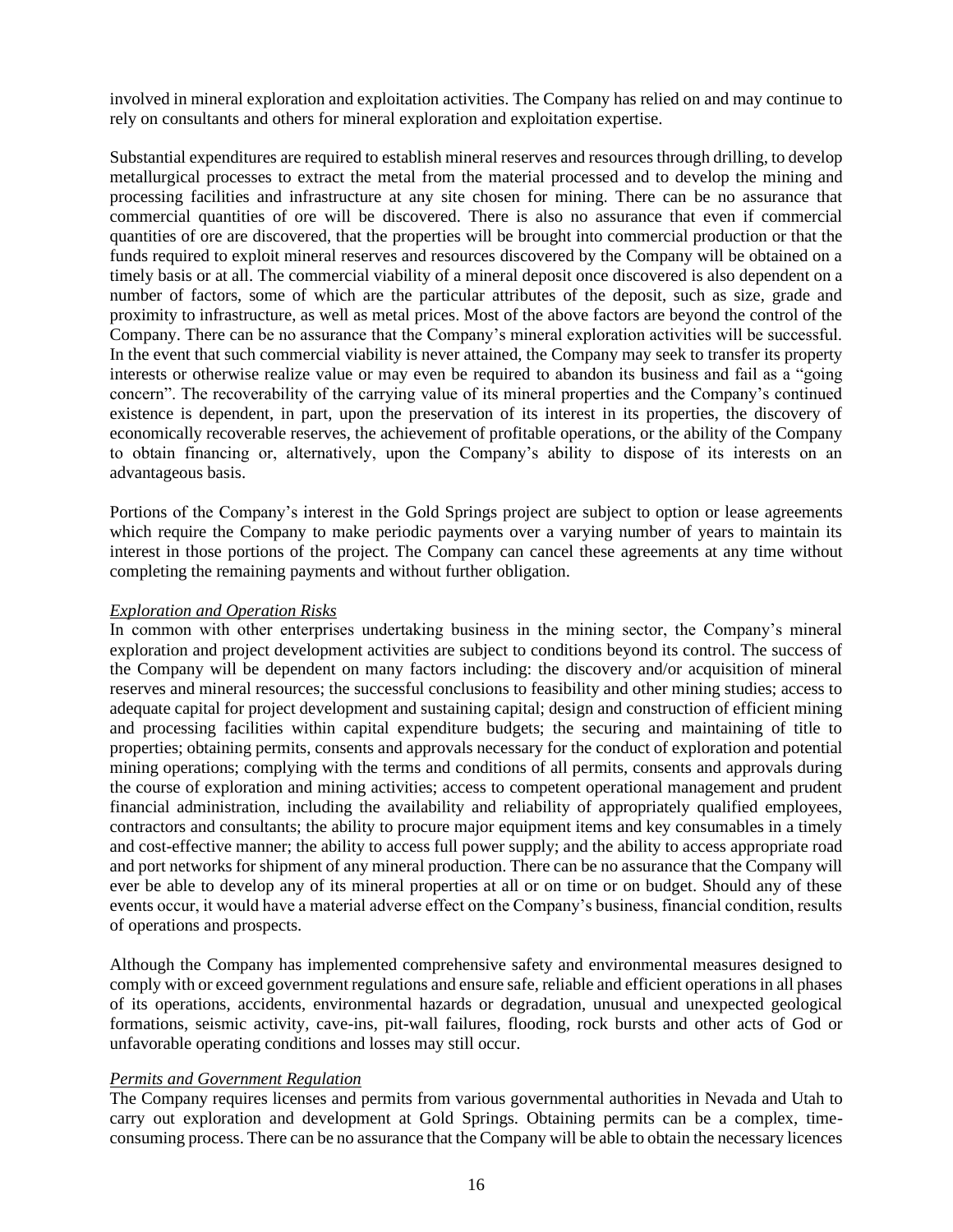involved in mineral exploration and exploitation activities. The Company has relied on and may continue to rely on consultants and others for mineral exploration and exploitation expertise.

Substantial expenditures are required to establish mineral reserves and resources through drilling, to develop metallurgical processes to extract the metal from the material processed and to develop the mining and processing facilities and infrastructure at any site chosen for mining. There can be no assurance that commercial quantities of ore will be discovered. There is also no assurance that even if commercial quantities of ore are discovered, that the properties will be brought into commercial production or that the funds required to exploit mineral reserves and resources discovered by the Company will be obtained on a timely basis or at all. The commercial viability of a mineral deposit once discovered is also dependent on a number of factors, some of which are the particular attributes of the deposit, such as size, grade and proximity to infrastructure, as well as metal prices. Most of the above factors are beyond the control of the Company. There can be no assurance that the Company's mineral exploration activities will be successful. In the event that such commercial viability is never attained, the Company may seek to transfer its property interests or otherwise realize value or may even be required to abandon its business and fail as a "going concern". The recoverability of the carrying value of its mineral properties and the Company's continued existence is dependent, in part, upon the preservation of its interest in its properties, the discovery of economically recoverable reserves, the achievement of profitable operations, or the ability of the Company to obtain financing or, alternatively, upon the Company's ability to dispose of its interests on an advantageous basis.

Portions of the Company's interest in the Gold Springs project are subject to option or lease agreements which require the Company to make periodic payments over a varying number of years to maintain its interest in those portions of the project. The Company can cancel these agreements at any time without completing the remaining payments and without further obligation.

*Exploration and Operation Risks*

In common with other enterprises undertaking business in the mining sector, the Company's mineral exploration and project development activities are subject to conditions beyond its control. The success of the Company will be dependent on many factors including: the discovery and/or acquisition of mineral reserves and mineral resources; the successful conclusions to feasibility and other mining studies; access to adequate capital for project development and sustaining capital; design and construction of efficient mining and processing facilities within capital expenditure budgets; the securing and maintaining of title to properties; obtaining permits, consents and approvals necessary for the conduct of exploration and potential mining operations; complying with the terms and conditions of all permits, consents and approvals during the course of exploration and mining activities; access to competent operational management and prudent financial administration, including the availability and reliability of appropriately qualified employees, contractors and consultants; the ability to procure major equipment items and key consumables in a timely and cost-effective manner; the ability to access full power supply; and the ability to access appropriate road and port networks for shipment of any mineral production. There can be no assurance that the Company will ever be able to develop any of its mineral properties at all or on time or on budget. Should any of these events occur, it would have a material adverse effect on the Company's business, financial condition, results of operations and prospects.

Although the Company has implemented comprehensive safety and environmental measures designed to comply with or exceed government regulations and ensure safe, reliable and efficient operations in all phases of its operations, accidents, environmental hazards or degradation, unusual and unexpected geological formations, seismic activity, cave-ins, pit-wall failures, flooding, rock bursts and other acts of God or unfavorable operating conditions and losses may still occur.

*Permits and Government Regulation*

The Company requires licenses and permits from various governmental authorities in Nevada and Utah to carry out exploration and development at Gold Springs. Obtaining permits can be a complex, time-consuming process. There can be no assurance that the Company will be able to obtain the necessary licences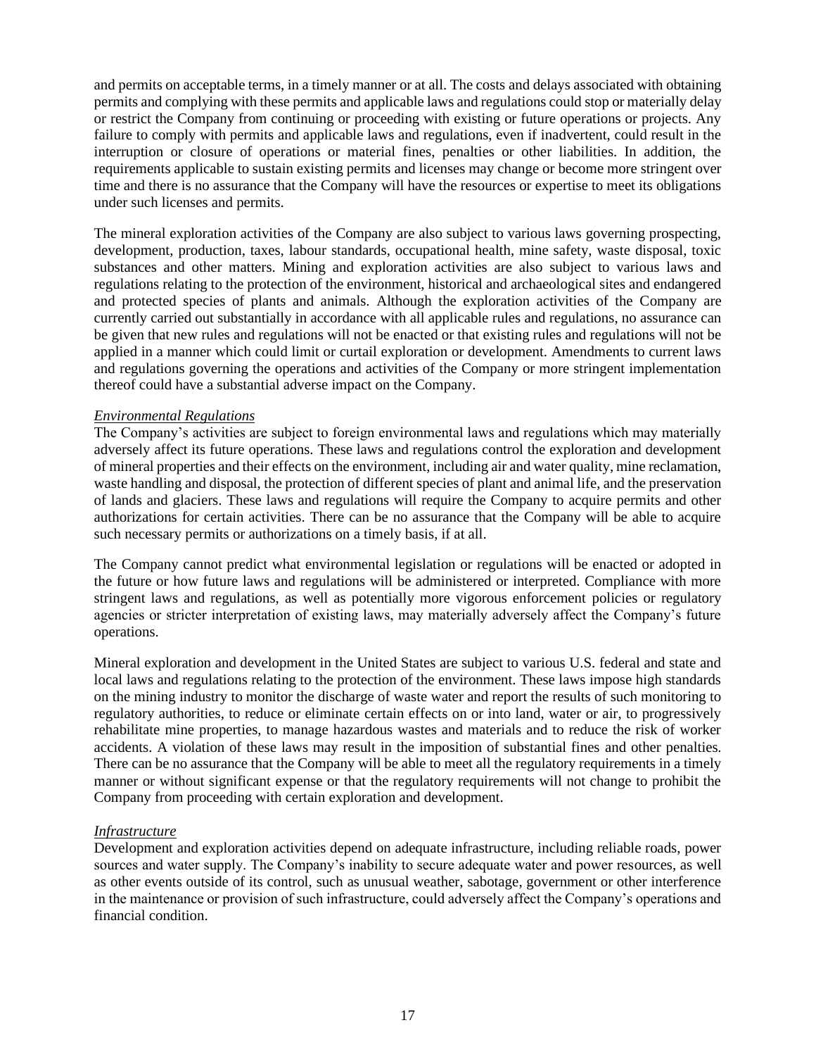and permits on acceptable terms, in a timely manner or at all. The costs and delays associated with obtaining permits and complying with these permits and applicable laws and regulations could stop or materially delay or restrict the Company from continuing or proceeding with existing or future operations or projects. Any failure to comply with permits and applicable laws and regulations, even if inadvertent, could result in the interruption or closure of operations or material fines, penalties or other liabilities. In addition, the requirements applicable to sustain existing permits and licenses may change or become more stringent over time and there is no assurance that the Company will have the resources or expertise to meet its obligations under such licenses and permits.

The mineral exploration activities of the Company are also subject to various laws governing prospecting, development, production, taxes, labour standards, occupational health, mine safety, waste disposal, toxic substances and other matters. Mining and exploration activities are also subject to various laws and regulations relating to the protection of the environment, historical and archaeological sites and endangered and protected species of plants and animals. Although the exploration activities of the Company are currently carried out substantially in accordance with all applicable rules and regulations, no assurance can be given that new rules and regulations will not be enacted or that existing rules and regulations will not be applied in a manner which could limit or curtail exploration or development. Amendments to current laws and regulations governing the operations and activities of the Company or more stringent implementation thereof could have a substantial adverse impact on the Company.

*Environmental Regulations*

The Company's activities are subject to foreign environmental laws and regulations which may materially adversely affect its future operations. These laws and regulations control the exploration and development of mineral properties and their effects on the environment, including air and water quality, mine reclamation, waste handling and disposal, the protection of different species of plant and animal life, and the preservation of lands and glaciers. These laws and regulations will require the Company to acquire permits and other authorizations for certain activities. There can be no assurance that the Company will be able to acquire such necessary permits or authorizations on a timely basis, if at all.

The Company cannot predict what environmental legislation or regulations will be enacted or adopted in the future or how future laws and regulations will be administered or interpreted. Compliance with more stringent laws and regulations, as well as potentially more vigorous enforcement policies or regulatory agencies or stricter interpretation of existing laws, may materially adversely affect the Company's future operations.

Mineral exploration and development in the United States are subject to various U.S. federal and state and local laws and regulations relating to the protection of the environment. These laws impose high standards on the mining industry to monitor the discharge of waste water and report the results of such monitoring to regulatory authorities, to reduce or eliminate certain effects on or into land, water or air, to progressively rehabilitate mine properties, to manage hazardous wastes and materials and to reduce the risk of worker accidents. A violation of these laws may result in the imposition of substantial fines and other penalties. There can be no assurance that the Company will be able to meet all the regulatory requirements in a timely manner or without significant expense or that the regulatory requirements will not change to prohibit the Company from proceeding with certain exploration and development.

*Infrastructure*

Development and exploration activities depend on adequate infrastructure, including reliable roads, power sources and water supply. The Company's inability to secure adequate water and power resources, as well as other events outside of its control, such as unusual weather, sabotage, government or other interference in the maintenance or provision of such infrastructure, could adversely affect the Company's operations and financial condition.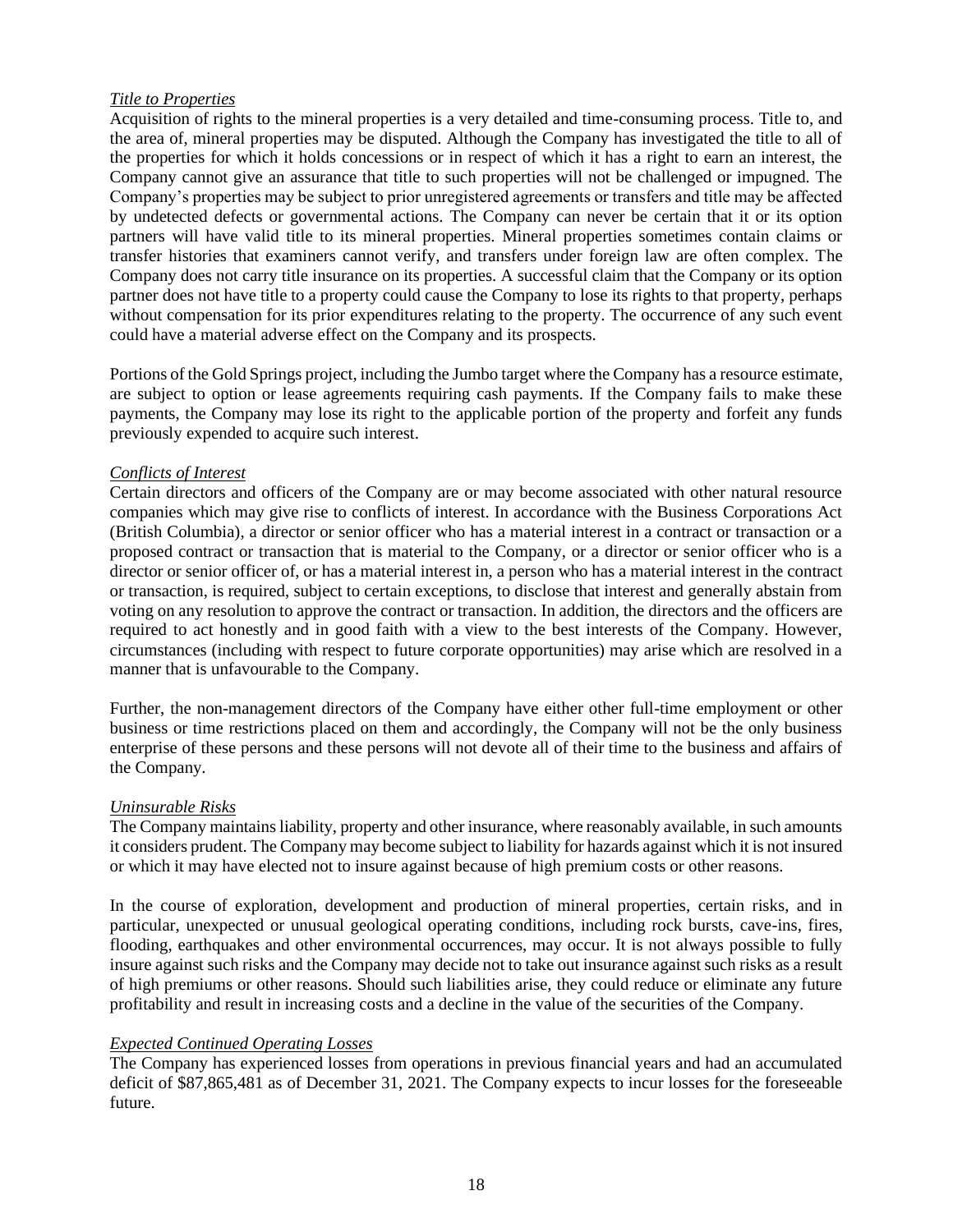*Title to Properties*

Acquisition of rights to the mineral properties is a very detailed and time-consuming process. Title to, and the area of, mineral properties may be disputed. Although the Company has investigated the title to all of the properties for which it holds concessions or in respect of which it has a right to earn an interest, the Company cannot give an assurance that title to such properties will not be challenged or impugned. The Company's properties may be subject to prior unregistered agreements or transfers and title may be affected by undetected defects or governmental actions. The Company can never be certain that it or its option partners will have valid title to its mineral properties. Mineral properties sometimes contain claims or transfer histories that examiners cannot verify, and transfers under foreign law are often complex. The Company does not carry title insurance on its properties. A successful claim that the Company or its option partner does not have title to a property could cause the Company to lose its rights to that property, perhaps without compensation for its prior expenditures relating to the property. The occurrence of any such event could have a material adverse effect on the Company and its prospects.

Portions of the Gold Springs project, including the Jumbo target where the Company has a resource estimate, are subject to option or lease agreements requiring cash payments. If the Company fails to make these payments, the Company may lose its right to the applicable portion of the property and forfeit any funds previously expended to acquire such interest.

*Conflicts of Interest*

Certain directors and officers of the Company are or may become associated with other natural resource companies which may give rise to conflicts of interest. In accordance with the Business Corporations Act (British Columbia), a director or senior officer who has a material interest in a contract or transaction or a proposed contract or transaction that is material to the Company, or a director or senior officer who is a director or senior officer of, or has a material interest in, a person who has a material interest in the contract or transaction, is required, subject to certain exceptions, to disclose that interest and generally abstain from voting on any resolution to approve the contract or transaction. In addition, the directors and the officers are required to act honestly and in good faith with a view to the best interests of the Company. However, circumstances (including with respect to future corporate opportunities) may arise which are resolved in a manner that is unfavourable to the Company.

Further, the non-management directors of the Company have either other full-time employment or other business or time restrictions placed on them and accordingly, the Company will not be the only business enterprise of these persons and these persons will not devote all of their time to the business and affairs of the Company.

*Uninsurable Risks*

The Company maintains liability, property and other insurance, where reasonably available, in such amounts it considers prudent. The Company may become subject to liability for hazards against which it is not insured or which it may have elected not to insure against because of high premium costs or other reasons.

In the course of exploration, development and production of mineral properties, certain risks, and in particular, unexpected or unusual geological operating conditions, including rock bursts, cave-ins, fires, flooding, earthquakes and other environmental occurrences, may occur. It is not always possible to fully insure against such risks and the Company may decide not to take out insurance against such risks as a result of high premiums or other reasons. Should such liabilities arise, they could reduce or eliminate any future profitability and result in increasing costs and a decline in the value of the securities of the Company.

*Expected Continued Operating Losses*

The Company has experienced losses from operations in previous financial years and had an accumulated deficit of $87,865,481 as of December 31, 2021. The Company expects to incur losses for the foreseeable future.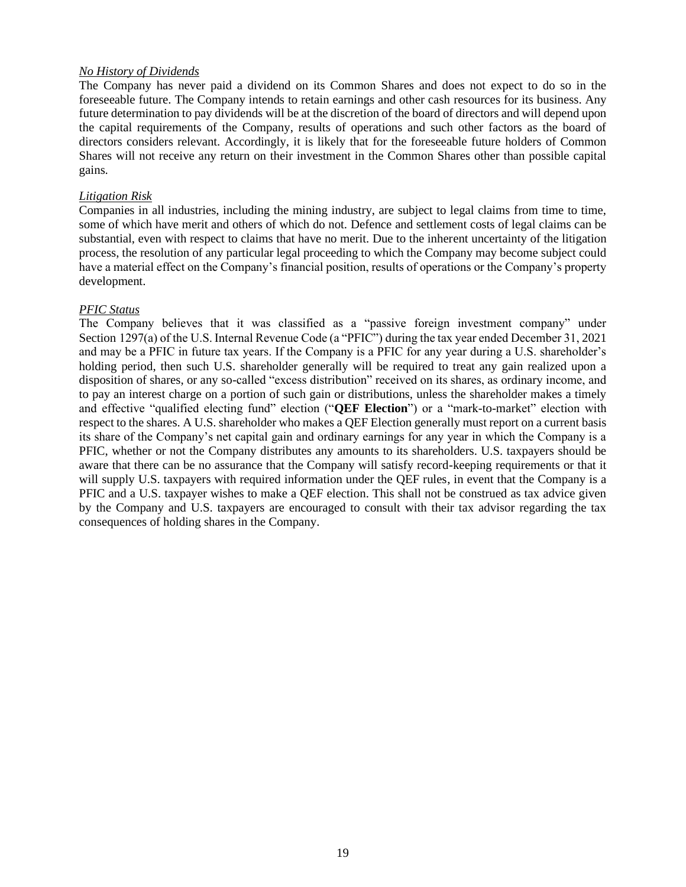*No History of Dividends*

The Company has never paid a dividend on its Common Shares and does not expect to do so in the foreseeable future. The Company intends to retain earnings and other cash resources for its business. Any future determination to pay dividends will be at the discretion of the board of directors and will depend upon the capital requirements of the Company, results of operations and such other factors as the board of directors considers relevant. Accordingly, it is likely that for the foreseeable future holders of Common Shares will not receive any return on their investment in the Common Shares other than possible capital gains.

*Litigation Risk*

Companies in all industries, including the mining industry, are subject to legal claims from time to time, some of which have merit and others of which do not. Defence and settlement costs of legal claims can be substantial, even with respect to claims that have no merit. Due to the inherent uncertainty of the litigation process, the resolution of any particular legal proceeding to which the Company may become subject could have a material effect on the Company's financial position, results of operations or the Company's property development.

*PFIC Status*

The Company believes that it was classified as a "passive foreign investment company" under Section 1297(a) of the U.S. Internal Revenue Code (a "PFIC") during the tax year ended December 31, 2021 and may be a PFIC in future tax years. If the Company is a PFIC for any year during a U.S. shareholder's holding period, then such U.S. shareholder generally will be required to treat any gain realized upon a disposition of shares, or any so-called "excess distribution" received on its shares, as ordinary income, and to pay an interest charge on a portion of such gain or distributions, unless the shareholder makes a timely and effective "qualified electing fund" election ("**QEF Election**") or a "mark-to-market" election with respect to the shares. A U.S. shareholder who makes a QEF Election generally must report on a current basis its share of the Company's net capital gain and ordinary earnings for any year in which the Company is a PFIC, whether or not the Company distributes any amounts to its shareholders. U.S. taxpayers should be aware that there can be no assurance that the Company will satisfy record-keeping requirements or that it will supply U.S. taxpayers with required information under the QEF rules, in event that the Company is a PFIC and a U.S. taxpayer wishes to make a QEF election. This shall not be construed as tax advice given by the Company and U.S. taxpayers are encouraged to consult with their tax advisor regarding the tax consequences of holding shares in the Company.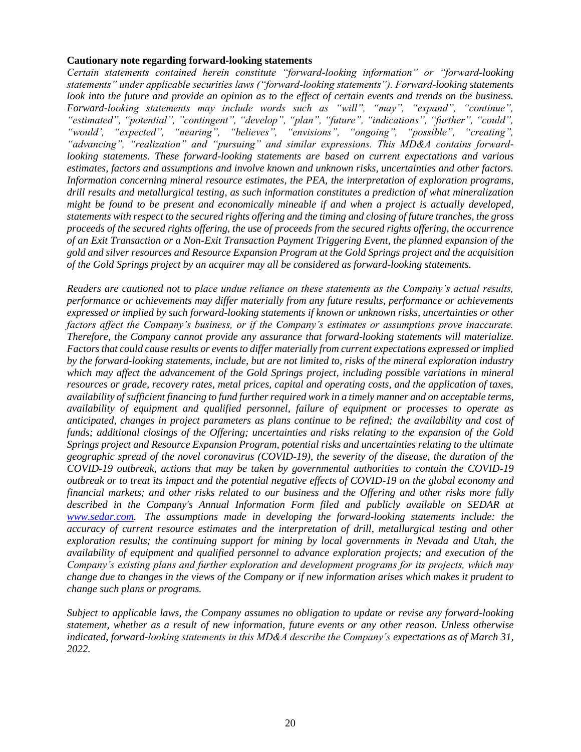**Cautionary note regarding forward-looking statements**

*Certain statements contained herein constitute "forward-looking information" or "forward-looking statements" under applicable securities laws ("forward-looking statements"). Forward-looking statements look into the future and provide an opinion as to the effect of certain events and trends on the business. Forward-looking statements may include words such as "will", "may", "expand", "continue", "estimated", "potential", "contingent", "develop", "plan", "future", "indications", "further", "could", "would', "expected", "nearing", "believes", "envisions", "ongoing", "possible", "creating", "advancing", "realization" and "pursuing" and similar expressions. This MD&A contains forward-looking statements. These forward-looking statements are based on current expectations and various estimates, factors and assumptions and involve known and unknown risks, uncertainties and other factors. Information concerning mineral resource estimates, the PEA, the interpretation of exploration programs, drill results and metallurgical testing, as such information constitutes a prediction of what mineralization might be found to be present and economically mineable if and when a project is actually developed, statements with respect to the secured rights offering and the timing and closing of future tranches, the gross proceeds of the secured rights offering, the use of proceeds from the secured rights offering, the occurrence of an Exit Transaction or a Non-Exit Transaction Payment Triggering Event, the planned expansion of the gold and silver resources and Resource Expansion Program at the Gold Springs project and the acquisition of the Gold Springs project by an acquirer may all be considered as forward-looking statements.*

*Readers are cautioned not to place undue reliance on these statements as the Company's actual results, performance or achievements may differ materially from any future results, performance or achievements expressed or implied by such forward-looking statements if known or unknown risks, uncertainties or other factors affect the Company's business, or if the Company's estimates or assumptions prove inaccurate. Therefore, the Company cannot provide any assurance that forward-looking statements will materialize. Factors that could cause results or events to differ materially from current expectations expressed or implied by the forward-looking statements, include, but are not limited to, risks of the mineral exploration industry which may affect the advancement of the Gold Springs project, including possible variations in mineral resources or grade, recovery rates, metal prices, capital and operating costs, and the application of taxes, availability of sufficient financing to fund further required work in a timely manner and on acceptable terms, availability of equipment and qualified personnel, failure of equipment or processes to operate as anticipated, changes in project parameters as plans continue to be refined; the availability and cost of funds; additional closings of the Offering; uncertainties and risks relating to the expansion of the Gold Springs project and Resource Expansion Program, potential risks and uncertainties relating to the ultimate geographic spread of the novel coronavirus (COVID-19), the severity of the disease, the duration of the COVID-19 outbreak, actions that may be taken by governmental authorities to contain the COVID-19 outbreak or to treat its impact and the potential negative effects of COVID-19 on the global economy and financial markets; and other risks related to our business and the Offering and other risks more fully described in the Company's Annual Information Form filed and publicly available on SEDAR at [www.sedar.com](http://www.sedar.com). The assumptions made in developing the forward-looking statements include: the accuracy of current resource estimates and the interpretation of drill, metallurgical testing and other exploration results; the continuing support for mining by local governments in Nevada and Utah, the availability of equipment and qualified personnel to advance exploration projects; and execution of the Company's existing plans and further exploration and development programs for its projects, which may change due to changes in the views of the Company or if new information arises which makes it prudent to change such plans or programs.*

*Subject to applicable laws, the Company assumes no obligation to update or revise any forward-looking statement, whether as a result of new information, future events or any other reason. Unless otherwise indicated, forward-looking statements in this MD&A describe the Company's expectations as of March 31, 2022.*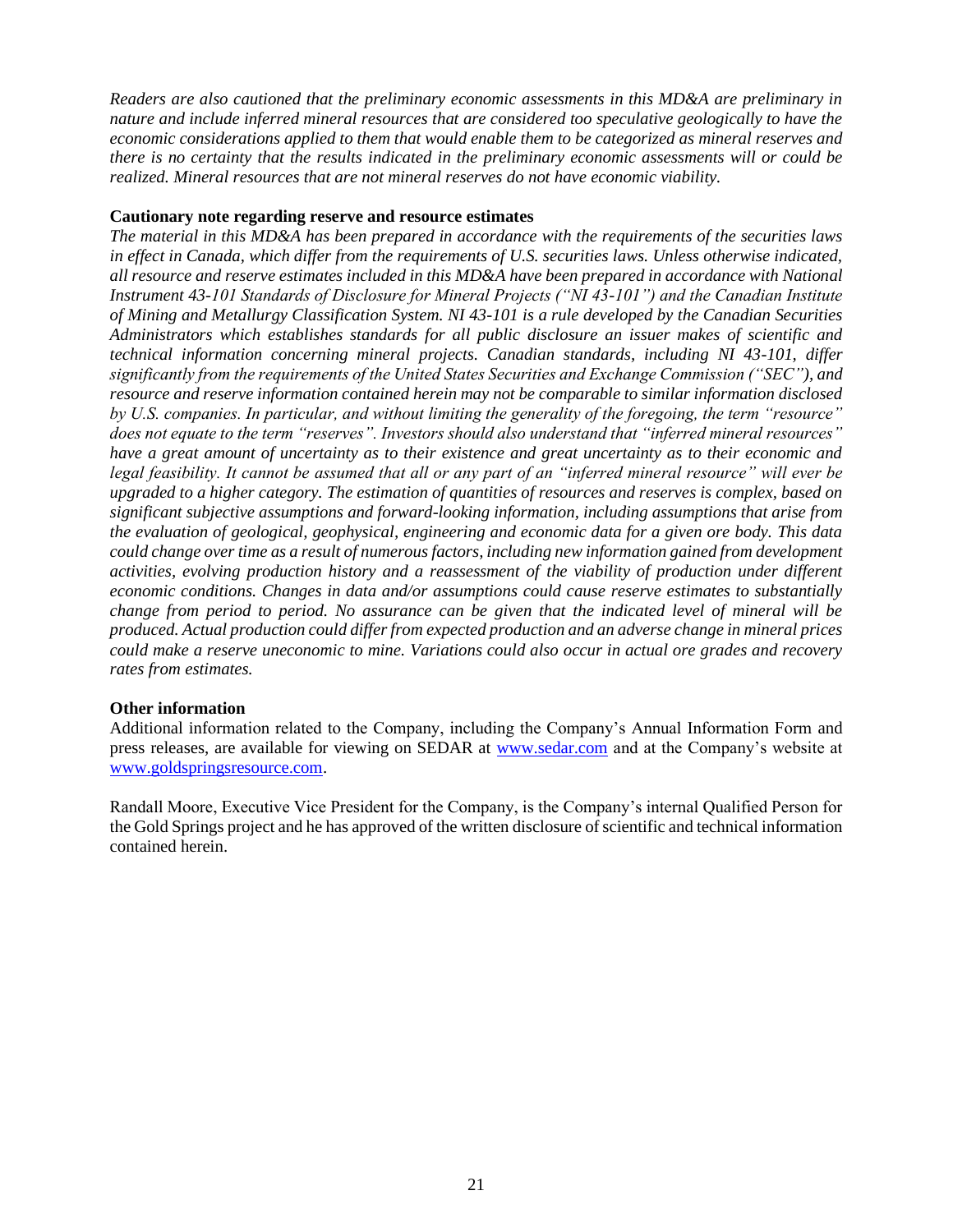*Readers are also cautioned that the preliminary economic assessments in this MD&A are preliminary in nature and include inferred mineral resources that are considered too speculative geologically to have the economic considerations applied to them that would enable them to be categorized as mineral reserves and there is no certainty that the results indicated in the preliminary economic assessments will or could be realized. Mineral resources that are not mineral reserves do not have economic viability.*

**Cautionary note regarding reserve and resource estimates**

*The material in this MD&A has been prepared in accordance with the requirements of the securities laws in effect in Canada, which differ from the requirements of U.S. securities laws. Unless otherwise indicated, all resource and reserve estimates included in this MD&A have been prepared in accordance with National Instrument 43-101 Standards of Disclosure for Mineral Projects ("NI 43-101") and the Canadian Institute of Mining and Metallurgy Classification System. NI 43-101 is a rule developed by the Canadian Securities Administrators which establishes standards for all public disclosure an issuer makes of scientific and technical information concerning mineral projects. Canadian standards, including NI 43-101, differ significantly from the requirements of the United States Securities and Exchange Commission ("SEC"), and resource and reserve information contained herein may not be comparable to similar information disclosed by U.S. companies. In particular, and without limiting the generality of the foregoing, the term "resource" does not equate to the term "reserves". Investors should also understand that "inferred mineral resources" have a great amount of uncertainty as to their existence and great uncertainty as to their economic and legal feasibility. It cannot be assumed that all or any part of an "inferred mineral resource" will ever be upgraded to a higher category. The estimation of quantities of resources and reserves is complex, based on significant subjective assumptions and forward-looking information, including assumptions that arise from the evaluation of geological, geophysical, engineering and economic data for a given ore body. This data could change over time as a result of numerous factors, including new information gained from development activities, evolving production history and a reassessment of the viability of production under different economic conditions. Changes in data and/or assumptions could cause reserve estimates to substantially change from period to period. No assurance can be given that the indicated level of mineral will be produced. Actual production could differ from expected production and an adverse change in mineral prices could make a reserve uneconomic to mine. Variations could also occur in actual ore grades and recovery rates from estimates.*

**Other information**

Additional information related to the Company, including the Company's Annual Information Form and press releases, are available for viewing on SEDAR at www.sedar.com and at the Company's website at www.goldspringsresource.com.

Randall Moore, Executive Vice President for the Company, is the Company's internal Qualified Person for the Gold Springs project and he has approved of the written disclosure of scientific and technical information contained herein.